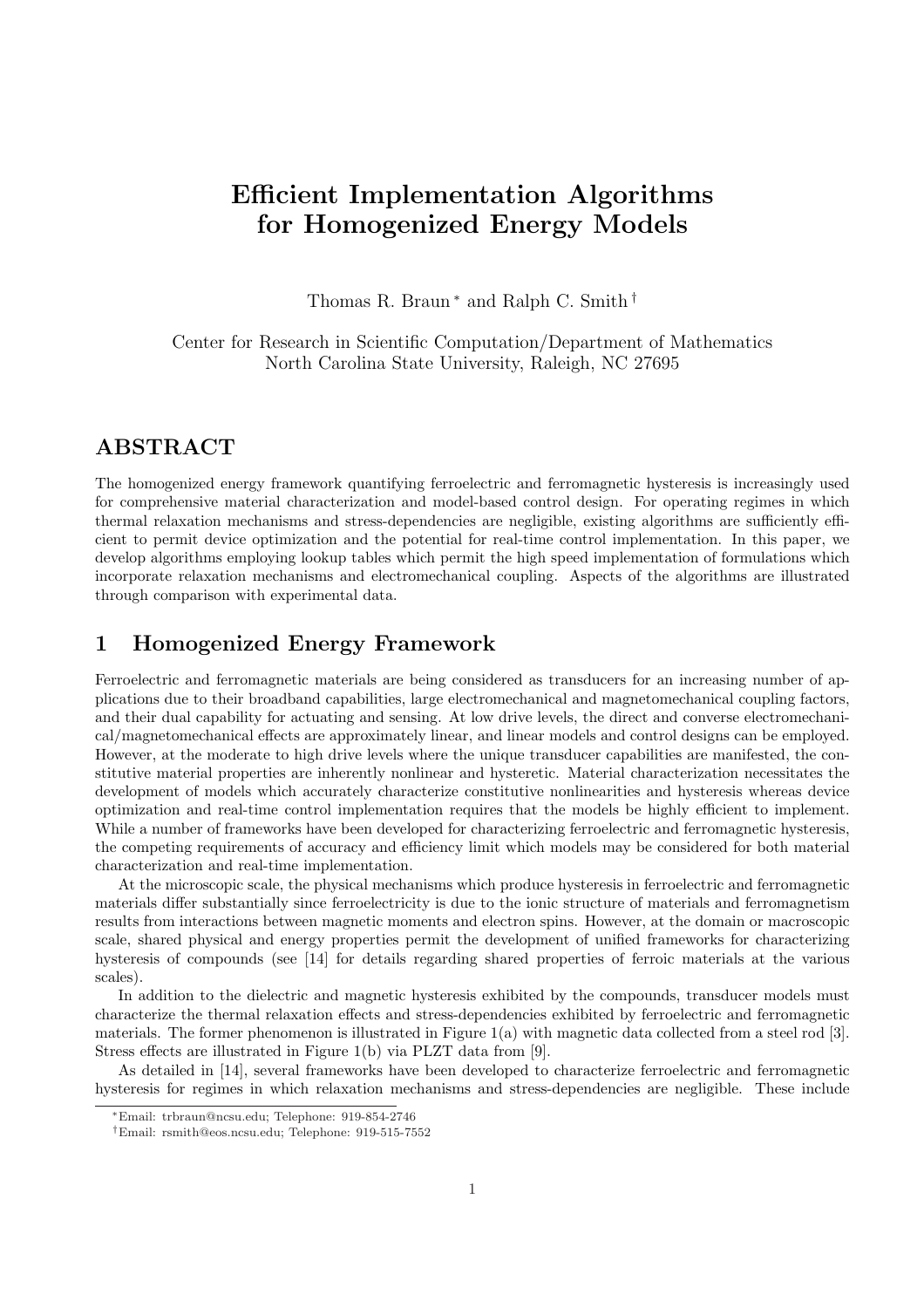# Efficient Implementation Algorithms for Homogenized Energy Models

Thomas R. Braun [*] and Ralph C. Smith [†]

Center for Research in Scientific Computation/Department of Mathematics
North Carolina State University, Raleigh, NC 27695

## ABSTRACT

The homogenized energy framework quantifying ferroelectric and ferromagnetic hysteresis is increasingly used for comprehensive material characterization and model-based control design. For operating regimes in which thermal relaxation mechanisms and stress-dependencies are negligible, existing algorithms are sufficiently efficient to permit device optimization and the potential for real-time control implementation. In this paper, we develop algorithms employing lookup tables which permit the high speed implementation of formulations which incorporate relaxation mechanisms and electromechanical coupling. Aspects of the algorithms are illustrated through comparison with experimental data.

## 1 Homogenized Energy Framework

Ferroelectric and ferromagnetic materials are being considered as transducers for an increasing number of applications due to their broadband capabilities, large electromechanical and magnetomechanical coupling factors, and their dual capability for actuating and sensing. At low drive levels, the direct and converse electromechanical/magnetomechanical effects are approximately linear, and linear models and control designs can be employed. However, at the moderate to high drive levels where the unique transducer capabilities are manifested, the constitutive material properties are inherently nonlinear and hysteretic. Material characterization necessitates the development of models which accurately characterize constitutive nonlinearities and hysteresis whereas device optimization and real-time control implementation requires that the models be highly efficient to implement. While a number of frameworks have been developed for characterizing ferroelectric and ferromagnetic hysteresis, the competing requirements of accuracy and efficiency limit which models may be considered for both material characterization and real-time implementation.

At the microscopic scale, the physical mechanisms which produce hysteresis in ferroelectric and ferromagnetic materials differ substantially since ferroelectricity is due to the ionic structure of materials and ferromagnetism results from interactions between magnetic moments and electron spins. However, at the domain or macroscopic scale, shared physical and energy properties permit the development of unified frameworks for characterizing hysteresis of compounds (see [14] for details regarding shared properties of ferroic materials at the various scales).

In addition to the dielectric and magnetic hysteresis exhibited by the compounds, transducer models must characterize the thermal relaxation effects and stress-dependencies exhibited by ferroelectric and ferromagnetic materials. The former phenomenon is illustrated in Figure 1(a) with magnetic data collected from a steel rod [3]. Stress effects are illustrated in Figure 1(b) via PLZT data from [9].

As detailed in [14], several frameworks have been developed to characterize ferroelectric and ferromagnetic hysteresis for regimes in which relaxation mechanisms and stress-dependencies are negligible. These include

[*] Email: trbraun@ncsu.edu; Telephone: 919-854-2746

[†] Email: rsmith@eos.ncsu.edu; Telephone: 919-515-7552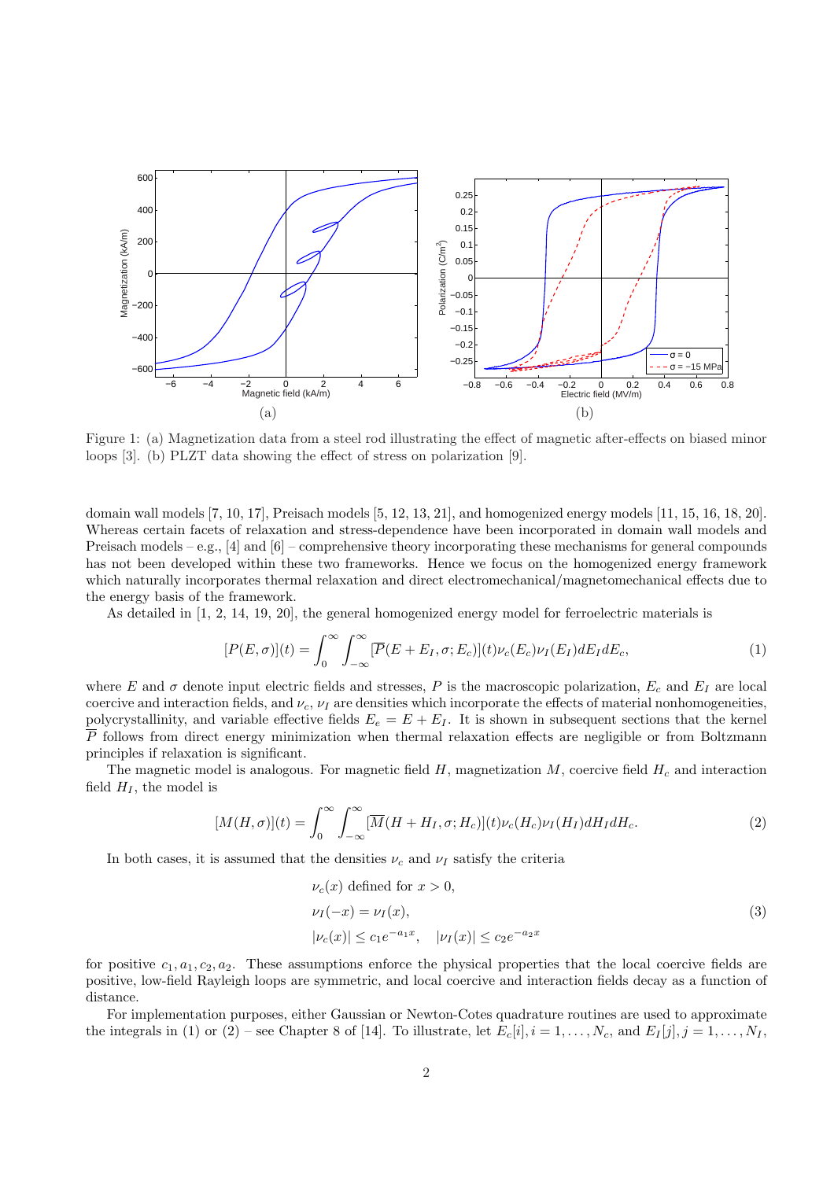Figure 1: (a) Magnetization data from a steel rod illustrating the effect of magnetic after-effects on biased minor loops [3]. (b) PLZT data showing the effect of stress on polarization [9].

domain wall models [7, 10, 17], Preisach models [5, 12, 13, 21], and homogenized energy models [11, 15, 16, 18, 20]. Whereas certain facets of relaxation and stress-dependence have been incorporated in domain wall models and Preisach models – e.g., [4] and [6] – comprehensive theory incorporating these mechanisms for general compounds has not been developed within these two frameworks. Hence we focus on the homogenized energy framework which naturally incorporates thermal relaxation and direct electromechanical/magnetomechanical effects due to the energy basis of the framework.

As detailed in [1, 2, 14, 19, 20], the general homogenized energy model for ferroelectric materials is

$$[P(E,\sigma)](t) = \int_0^\infty \int_{-\infty}^\infty [\overline{P}(E+E_I,\sigma;E_c)](t)\nu_c(E_c)\nu_I(E_I)dE_I dE_c, \tag{1}$$

where $E$ and $\sigma$ denote input electric fields and stresses, $P$ is the macroscopic polarization, $E_c$ and $E_I$ are local coercive and interaction fields, and $\nu_c$, $\nu_I$ are densities which incorporate the effects of material nonhomogeneities, polycrystallinity, and variable effective fields $E_e = E + E_I$. It is shown in subsequent sections that the kernel $\overline{P}$ follows from direct energy minimization when thermal relaxation effects are negligible or from Boltzmann principles if relaxation is significant.

The magnetic model is analogous. For magnetic field $H$, magnetization $M$, coercive field $H_c$ and interaction field $H_I$, the model is

$$[M(H,\sigma)](t) = \int_0^\infty \int_{-\infty}^\infty [\overline{M}(H+H_I,\sigma;H_c)](t)\nu_c(H_c)\nu_I(H_I)dH_I dH_c. \tag{2}$$

In both cases, it is assumed that the densities $\nu_c$ and $\nu_I$ satisfy the criteria

$$\begin{aligned}
&\nu_c(x) \text{ defined for } x > 0, \\
&\nu_I(-x) = \nu_I(x), \\
&|\nu_c(x)| \le c_1 e^{-a_1 x}, \quad |\nu_I(x)| \le c_2 e^{-a_2 x}
\end{aligned} \tag{3}$$

for positive $c_1, a_1, c_2, a_2$. These assumptions enforce the physical properties that the local coercive fields are positive, low-field Rayleigh loops are symmetric, and local coercive and interaction fields decay as a function of distance.

For implementation purposes, either Gaussian or Newton-Cotes quadrature routines are used to approximate the integrals in (1) or (2) – see Chapter 8 of [14]. To illustrate, let $E_c[i], i = 1,\ldots,N_c$, and $E_I[j], j = 1,\ldots,N_I$,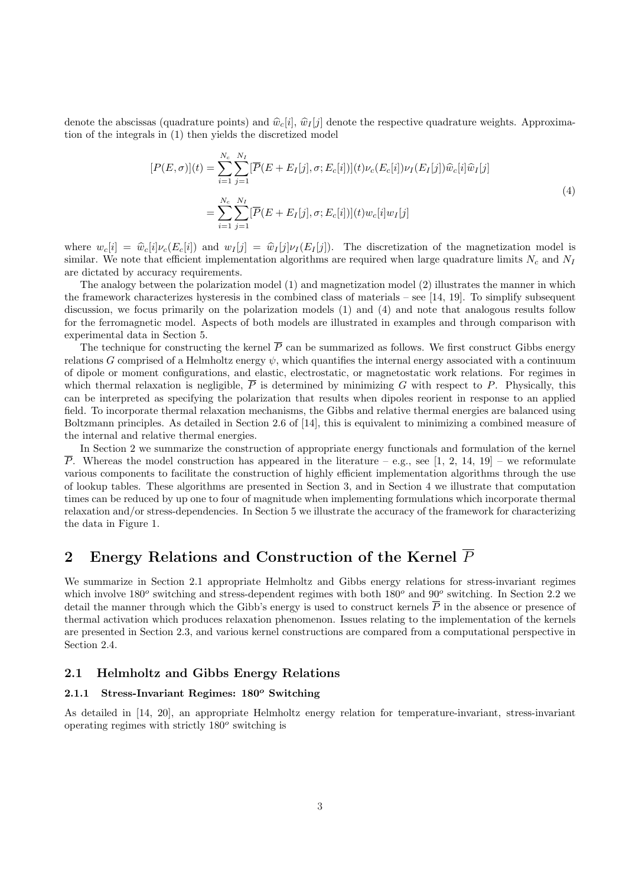denote the abscissas (quadrature points) and $\widehat{w}_c[i]$, $\widehat{w}_I[j]$ denote the respective quadrature weights. Approximation of the integrals in (1) then yields the discretized model

$$
\begin{aligned}
[P(E,\sigma)](t) &= \sum_{i=1}^{N_c} \sum_{j=1}^{N_I} [\overline{P}(E+E_I[j],\sigma;E_c[i])](t)\nu_c(E_c[i])\nu_I(E_I[j])\widehat{w}_c[i]\widehat{w}_I[j] \\
&= \sum_{i=1}^{N_c} \sum_{j=1}^{N_I} [\overline{P}(E+E_I[j],\sigma;E_c[i])](t) w_c[i] w_I[j]
\end{aligned}
\tag{4}
$$

where $w_c[i] = \widehat{w}_c[i]\nu_c(E_c[i])$ and $w_I[j] = \widehat{w}_I[j]\nu_I(E_I[j])$. The discretization of the magnetization model is similar. We note that efficient implementation algorithms are required when large quadrature limits $N_c$ and $N_I$ are dictated by accuracy requirements.

The analogy between the polarization model (1) and magnetization model (2) illustrates the manner in which the framework characterizes hysteresis in the combined class of materials – see [14, 19]. To simplify subsequent discussion, we focus primarily on the polarization models (1) and (4) and note that analogous results follow for the ferromagnetic model. Aspects of both models are illustrated in examples and through comparison with experimental data in Section 5.

The technique for constructing the kernel $\overline{P}$ can be summarized as follows. We first construct Gibbs energy relations $G$ comprised of a Helmholtz energy $\psi$, which quantifies the internal energy associated with a continuum of dipole or moment configurations, and elastic, electrostatic, or magnetostatic work relations. For regimes in which thermal relaxation is negligible, $\overline{P}$ is determined by minimizing $G$ with respect to $P$. Physically, this can be interpreted as specifying the polarization that results when dipoles reorient in response to an applied field. To incorporate thermal relaxation mechanisms, the Gibbs and relative thermal energies are balanced using Boltzmann principles. As detailed in Section 2.6 of [14], this is equivalent to minimizing a combined measure of the internal and relative thermal energies.

In Section 2 we summarize the construction of appropriate energy functionals and formulation of the kernel $\overline{P}$. Whereas the model construction has appeared in the literature – e.g., see [1, 2, 14, 19] – we reformulate various components to facilitate the construction of highly efficient implementation algorithms through the use of lookup tables. These algorithms are presented in Section 3, and in Section 4 we illustrate that computation times can be reduced by up one to four of magnitude when implementing formulations which incorporate thermal relaxation and/or stress-dependencies. In Section 5 we illustrate the accuracy of the framework for characterizing the data in Figure 1.

# 2 Energy Relations and Construction of the Kernel $\overline{P}$

We summarize in Section 2.1 appropriate Helmholtz and Gibbs energy relations for stress-invariant regimes which involve $180^o$ switching and stress-dependent regimes with both $180^o$ and $90^o$ switching. In Section 2.2 we detail the manner through which the Gibb's energy is used to construct kernels $\overline{P}$ in the absence or presence of thermal activation which produces relaxation phenomenon. Issues relating to the implementation of the kernels are presented in Section 2.3, and various kernel constructions are compared from a computational perspective in Section 2.4.

## 2.1 Helmholtz and Gibbs Energy Relations

### 2.1.1 Stress-Invariant Regimes: $180^o$ Switching

As detailed in [14, 20], an appropriate Helmholtz energy relation for temperature-invariant, stress-invariant operating regimes with strictly $180^o$ switching is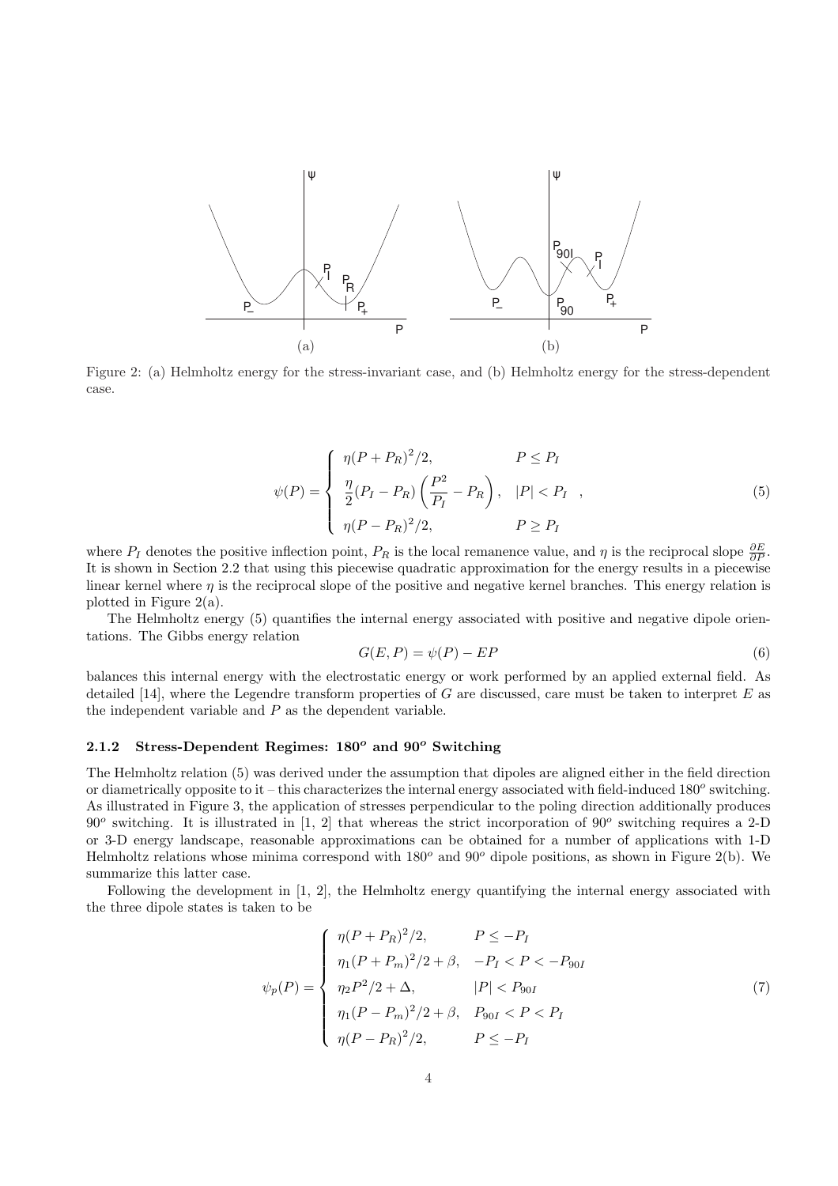Figure 2: (a) Helmholtz energy for the stress-invariant case, and (b) Helmholtz energy for the stress-dependent case.

$$
\psi(P) = \begin{cases} \eta(P+P_R)^2/2, & P \le P_I \\ \dfrac{\eta}{2}(P_I - P_R)\left(\dfrac{P^2}{P_I} - P_R\right), & |P| < P_I \\ \eta(P-P_R)^2/2, & P \ge P_I \end{cases}, \tag{5}
$$

where $P_I$ denotes the positive inflection point, $P_R$ is the local remanence value, and $\eta$ is the reciprocal slope $\frac{\partial E}{\partial P}$. It is shown in Section 2.2 that using this piecewise quadratic approximation for the energy results in a piecewise linear kernel where $\eta$ is the reciprocal slope of the positive and negative kernel branches. This energy relation is plotted in Figure 2(a).

The Helmholtz energy (5) quantifies the internal energy associated with positive and negative dipole orientations. The Gibbs energy relation

$$
G(E,P) = \psi(P) - EP \tag{6}
$$

balances this internal energy with the electrostatic energy or work performed by an applied external field. As detailed [14], where the Legendre transform properties of $G$ are discussed, care must be taken to interpret $E$ as the independent variable and $P$ as the dependent variable.

### 2.1.2 Stress-Dependent Regimes: $180^o$ and $90^o$ Switching

The Helmholtz relation (5) was derived under the assumption that dipoles are aligned either in the field direction or diametrically opposite to it – this characterizes the internal energy associated with field-induced $180^o$ switching. As illustrated in Figure 3, the application of stresses perpendicular to the poling direction additionally produces $90^o$ switching. It is illustrated in [1, 2] that whereas the strict incorporation of $90^o$ switching requires a 2-D or 3-D energy landscape, reasonable approximations can be obtained for a number of applications with 1-D Helmholtz relations whose minima correspond with $180^o$ and $90^o$ dipole positions, as shown in Figure 2(b). We summarize this latter case.

Following the development in [1, 2], the Helmholtz energy quantifying the internal energy associated with the three dipole states is taken to be

$$
\psi_p(P) = \begin{cases} \eta(P+P_R)^2/2, & P \le -P_I \\ \eta_1(P+P_m)^2/2 + \beta, & -P_I < P < -P_{90I} \\ \eta_2 P^2/2 + \Delta, & |P| < P_{90I} \\ \eta_1(P-P_m)^2/2 + \beta, & P_{90I} < P < P_I \\ \eta(P-P_R)^2/2, & P \le -P_I \end{cases} \tag{7}
$$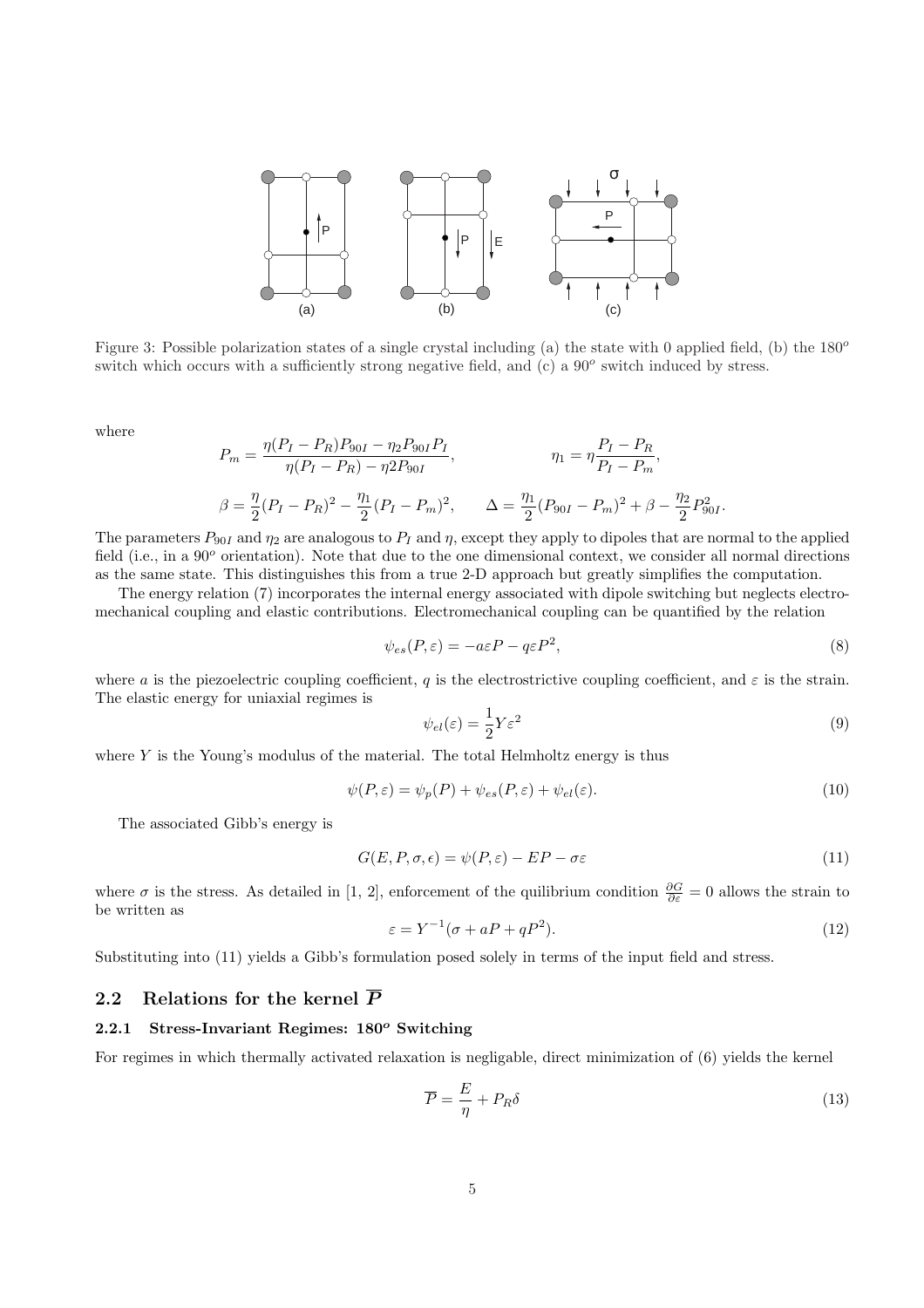Figure 3: Possible polarization states of a single crystal including (a) the state with 0 applied field, (b) the $180^o$ switch which occurs with a sufficiently strong negative field, and (c) a $90^o$ switch induced by stress.

where

$$P_m = \frac{\eta(P_I - P_R)P_{90I} - \eta_2 P_{90I} P_I}{\eta(P_I - P_R) - \eta 2 P_{90I}}, \qquad \eta_1 = \eta \frac{P_I - P_R}{P_I - P_m},$$

$$\beta = \frac{\eta}{2}(P_I - P_R)^2 - \frac{\eta_1}{2}(P_I - P_m)^2, \qquad \Delta = \frac{\eta_1}{2}(P_{90I} - P_m)^2 + \beta - \frac{\eta_2}{2}P_{90I}^2.$$

The parameters $P_{90I}$ and $\eta_2$ are analogous to $P_I$ and $\eta$, except they apply to dipoles that are normal to the applied field (i.e., in a $90^o$ orientation). Note that due to the one dimensional context, we consider all normal directions as the same state. This distinguishes this from a true 2-D approach but greatly simplifies the computation.

The energy relation (7) incorporates the internal energy associated with dipole switching but neglects electromechanical coupling and elastic contributions. Electromechanical coupling can be quantified by the relation

$$\psi_{es}(P, \varepsilon) = -a\varepsilon P - q\varepsilon P^2, \tag{8}$$

where $a$ is the piezoelectric coupling coefficient, $q$ is the electrostrictive coupling coefficient, and $\varepsilon$ is the strain. The elastic energy for uniaxial regimes is

$$\psi_{el}(\varepsilon) = \frac{1}{2}Y\varepsilon^2 \tag{9}$$

where $Y$ is the Young's modulus of the material. The total Helmholtz energy is thus

$$\psi(P, \varepsilon) = \psi_p(P) + \psi_{es}(P, \varepsilon) + \psi_{el}(\varepsilon). \tag{10}$$

The associated Gibb's energy is

$$G(E, P, \sigma, \epsilon) = \psi(P, \varepsilon) - EP - \sigma\varepsilon \tag{11}$$

where $\sigma$ is the stress. As detailed in [1, 2], enforcement of the quilibrium condition $\frac{\partial G}{\partial \varepsilon} = 0$ allows the strain to be written as

$$\varepsilon = Y^{-1}(\sigma + aP + qP^2). \tag{12}$$

Substituting into (11) yields a Gibb's formulation posed solely in terms of the input field and stress.

## 2.2 Relations for the kernel $\overline{P}$

### 2.2.1 Stress-Invariant Regimes: $180^o$ Switching

For regimes in which thermally activated relaxation is negligable, direct minimization of (6) yields the kernel

$$\overline{P} = \frac{E}{\eta} + P_R\delta \tag{13}$$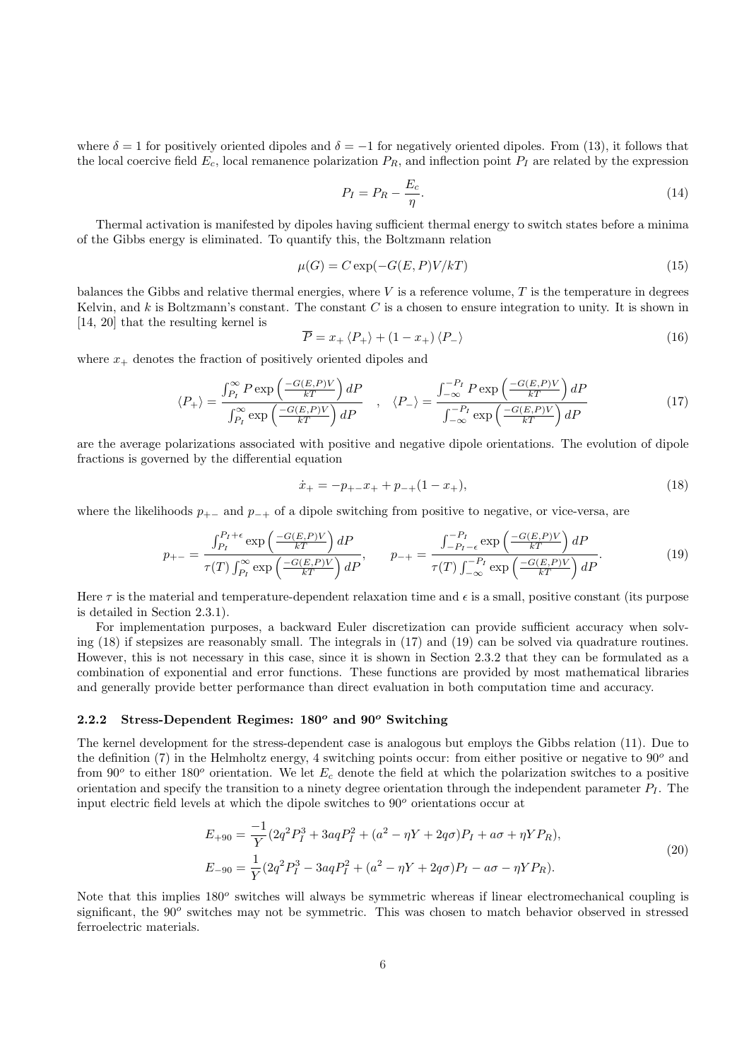where $\delta = 1$ for positively oriented dipoles and $\delta = -1$ for negatively oriented dipoles. From (13), it follows that the local coercive field $E_c$, local remanence polarization $P_R$, and inflection point $P_I$ are related by the expression

$$P_I = P_R - \frac{E_c}{\eta}. \tag{14}$$

Thermal activation is manifested by dipoles having sufficient thermal energy to switch states before a minima of the Gibbs energy is eliminated. To quantify this, the Boltzmann relation

$$\mu(G) = C\exp(-G(E,P)V/kT) \tag{15}$$

balances the Gibbs and relative thermal energies, where $V$ is a reference volume, $T$ is the temperature in degrees Kelvin, and $k$ is Boltzmann's constant. The constant $C$ is a chosen to ensure integration to unity. It is shown in [14, 20] that the resulting kernel is

$$\overline{P} = x_+ \langle P_+ \rangle + (1 - x_+) \langle P_- \rangle \tag{16}$$

where $x_+$ denotes the fraction of positively oriented dipoles and

$$\langle P_+ \rangle = \frac{\int_{P_I}^{\infty} P \exp\left(\frac{-G(E,P)V}{kT}\right) dP}{\int_{P_I}^{\infty} \exp\left(\frac{-G(E,P)V}{kT}\right) dP} \quad , \quad \langle P_- \rangle = \frac{\int_{-\infty}^{-P_I} P \exp\left(\frac{-G(E,P)V}{kT}\right) dP}{\int_{-\infty}^{-P_I} \exp\left(\frac{-G(E,P)V}{kT}\right) dP} \tag{17}$$

are the average polarizations associated with positive and negative dipole orientations. The evolution of dipole fractions is governed by the differential equation

$$\dot{x}_+ = -p_{+-}x_+ + p_{-+}(1 - x_+), \tag{18}$$

where the likelihoods $p_{+-}$ and $p_{-+}$ of a dipole switching from positive to negative, or vice-versa, are

$$p_{+-} = \frac{\int_{P_I}^{P_I+\epsilon} \exp\left(\frac{-G(E,P)V}{kT}\right) dP}{\tau(T)\int_{P_I}^{\infty} \exp\left(\frac{-G(E,P)V}{kT}\right) dP}, \qquad p_{-+} = \frac{\int_{-P_I-\epsilon}^{-P_I} \exp\left(\frac{-G(E,P)V}{kT}\right) dP}{\tau(T)\int_{-\infty}^{-P_I} \exp\left(\frac{-G(E,P)V}{kT}\right) dP}. \tag{19}$$

Here $\tau$ is the material and temperature-dependent relaxation time and $\epsilon$ is a small, positive constant (its purpose is detailed in Section 2.3.1).

For implementation purposes, a backward Euler discretization can provide sufficient accuracy when solving (18) if stepsizes are reasonably small. The integrals in (17) and (19) can be solved via quadrature routines. However, this is not necessary in this case, since it is shown in Section 2.3.2 that they can be formulated as a combination of exponential and error functions. These functions are provided by most mathematical libraries and generally provide better performance than direct evaluation in both computation time and accuracy.

### 2.2.2 Stress-Dependent Regimes: $180^o$ and $90^o$ Switching

The kernel development for the stress-dependent case is analogous but employs the Gibbs relation (11). Due to the definition (7) in the Helmholtz energy, 4 switching points occur: from either positive or negative to $90^o$ and from $90^o$ to either $180^o$ orientation. We let $E_c$ denote the field at which the polarization switches to a positive orientation and specify the transition to a ninety degree orientation through the independent parameter $P_I$. The input electric field levels at which the dipole switches to $90^o$ orientations occur at

$$\begin{aligned}
E_{+90} &= \frac{-1}{Y}(2q^2P_I^3 + 3aqP_I^2 + (a^2 - \eta Y + 2q\sigma)P_I + a\sigma + \eta Y P_R), \\
E_{-90} &= \frac{1}{Y}(2q^2P_I^3 - 3aqP_I^2 + (a^2 - \eta Y + 2q\sigma)P_I - a\sigma - \eta Y P_R).
\end{aligned} \tag{20}$$

Note that this implies $180^o$ switches will always be symmetric whereas if linear electromechanical coupling is significant, the $90^o$ switches may not be symmetric. This was chosen to match behavior observed in stressed ferroelectric materials.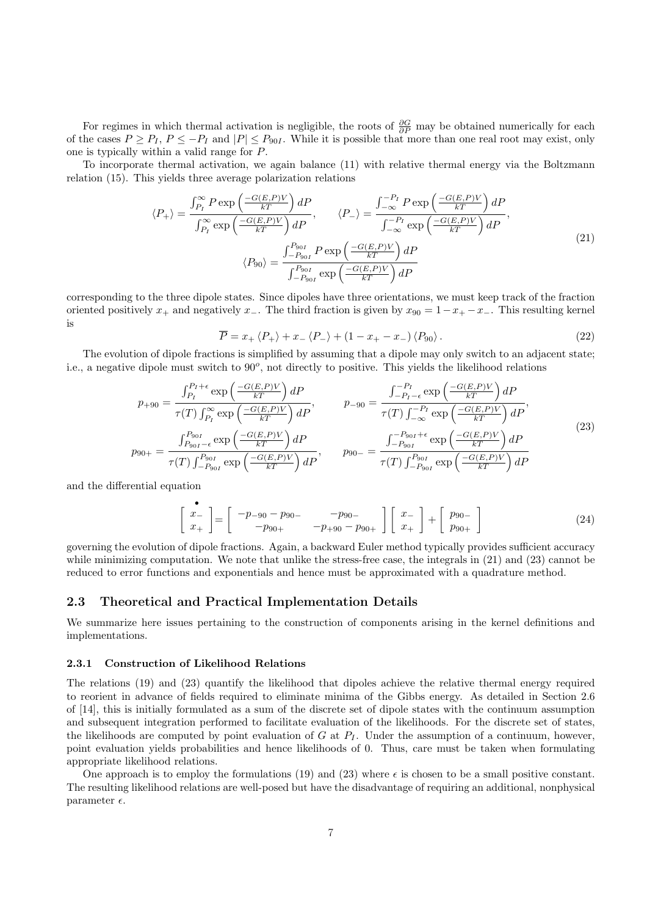For regimes in which thermal activation is negligible, the roots of $\frac{\partial G}{\partial P}$ may be obtained numerically for each of the cases $P \geq P_I$, $P \leq -P_I$ and $|P| \leq P_{90I}$. While it is possible that more than one real root may exist, only one is typically within a valid range for $P$.

To incorporate thermal activation, we again balance (11) with relative thermal energy via the Boltzmann relation (15). This yields three average polarization relations

$$
\langle P_+ \rangle = \frac{\int_{P_I}^{\infty} P \exp\left(\frac{-G(E,P)V}{kT}\right) dP}{\int_{P_I}^{\infty} \exp\left(\frac{-G(E,P)V}{kT}\right) dP}, \qquad \langle P_- \rangle = \frac{\int_{-\infty}^{-P_I} P \exp\left(\frac{-G(E,P)V}{kT}\right) dP}{\int_{-\infty}^{-P_I} \exp\left(\frac{-G(E,P)V}{kT}\right) dP},
$$
$$
\langle P_{90} \rangle = \frac{\int_{-P_{90I}}^{P_{90I}} P \exp\left(\frac{-G(E,P)V}{kT}\right) dP}{\int_{-P_{90I}}^{P_{90I}} \exp\left(\frac{-G(E,P)V}{kT}\right) dP} \tag{21}
$$

corresponding to the three dipole states. Since dipoles have three orientations, we must keep track of the fraction oriented positively $x_+$ and negatively $x_-$. The third fraction is given by $x_{90} = 1 - x_+ - x_-$. This resulting kernel is

$$
\overline{P} = x_+ \langle P_+ \rangle + x_- \langle P_- \rangle + (1 - x_+ - x_-) \langle P_{90} \rangle . \tag{22}
$$

The evolution of dipole fractions is simplified by assuming that a dipole may only switch to an adjacent state; i.e., a negative dipole must switch to $90^o$, not directly to positive. This yields the likelihood relations

$$
p_{+90} = \frac{\int_{P_I}^{P_I+\epsilon} \exp\left(\frac{-G(E,P)V}{kT}\right) dP}{\tau(T) \int_{P_I}^{\infty} \exp\left(\frac{-G(E,P)V}{kT}\right) dP}, \qquad p_{-90} = \frac{\int_{-P_I-\epsilon}^{-P_I} \exp\left(\frac{-G(E,P)V}{kT}\right) dP}{\tau(T) \int_{-\infty}^{-P_I} \exp\left(\frac{-G(E,P)V}{kT}\right) dP},
$$
$$
p_{90+} = \frac{\int_{P_{90I}-\epsilon}^{P_{90I}} \exp\left(\frac{-G(E,P)V}{kT}\right) dP}{\tau(T) \int_{-P_{90I}}^{P_{90I}} \exp\left(\frac{-G(E,P)V}{kT}\right) dP}, \qquad p_{90-} = \frac{\int_{-P_{90I}}^{-P_{90I}+\epsilon} \exp\left(\frac{-G(E,P)V}{kT}\right) dP}{\tau(T) \int_{-P_{90I}}^{P_{90I}} \exp\left(\frac{-G(E,P)V}{kT}\right) dP} \tag{23}
$$

and the differential equation

$$
\begin{bmatrix} x_- \\ x_+ \end{bmatrix}^{\bullet} = \begin{bmatrix} -p_{-90} - p_{90-} & -p_{90-} \\ -p_{90+} & -p_{+90} - p_{90+} \end{bmatrix} \begin{bmatrix} x_- \\ x_+ \end{bmatrix} + \begin{bmatrix} p_{90-} \\ p_{90+} \end{bmatrix} \tag{24}
$$

governing the evolution of dipole fractions. Again, a backward Euler method typically provides sufficient accuracy while minimizing computation. We note that unlike the stress-free case, the integrals in (21) and (23) cannot be reduced to error functions and exponentials and hence must be approximated with a quadrature method.

## 2.3 Theoretical and Practical Implementation Details

We summarize here issues pertaining to the construction of components arising in the kernel definitions and implementations.

### 2.3.1 Construction of Likelihood Relations

The relations (19) and (23) quantify the likelihood that dipoles achieve the relative thermal energy required to reorient in advance of fields required to eliminate minima of the Gibbs energy. As detailed in Section 2.6 of [14], this is initially formulated as a sum of the discrete set of dipole states with the continuum assumption and subsequent integration performed to facilitate evaluation of the likelihoods. For the discrete set of states, the likelihoods are computed by point evaluation of $G$ at $P_I$. Under the assumption of a continuum, however, point evaluation yields probabilities and hence likelihoods of 0. Thus, care must be taken when formulating appropriate likelihood relations.

One approach is to employ the formulations (19) and (23) where $\epsilon$ is chosen to be a small positive constant. The resulting likelihood relations are well-posed but have the disadvantage of requiring an additional, nonphysical parameter $\epsilon$.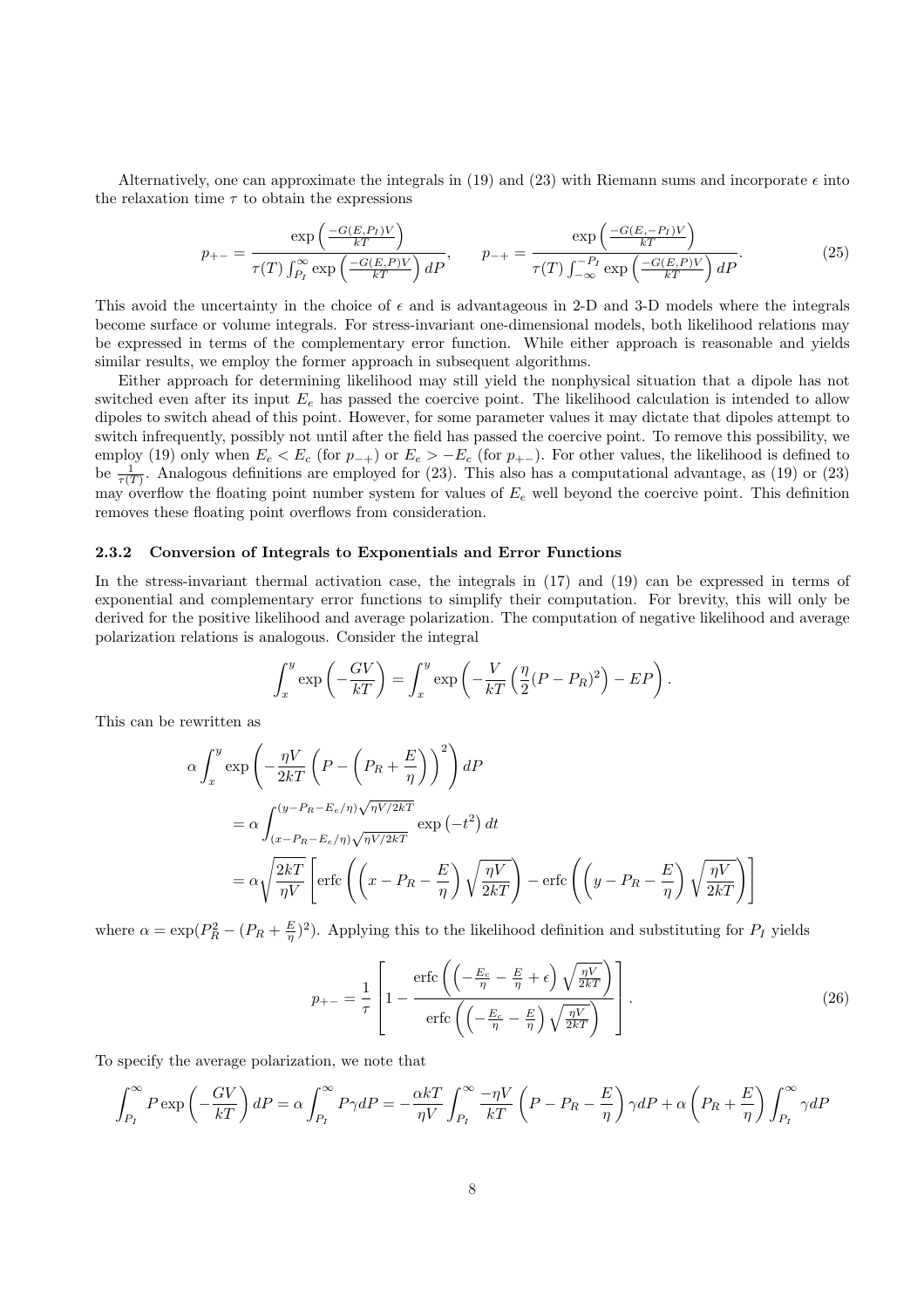Alternatively, one can approximate the integrals in (19) and (23) with Riemann sums and incorporate $\epsilon$ into the relaxation time $\tau$ to obtain the expressions

$$p_{+-} = \frac{\exp\left(\frac{-G(E,P_I)V}{kT}\right)}{\tau(T)\int_{P_I}^{\infty}\exp\left(\frac{-G(E,P)V}{kT}\right)dP}, \qquad p_{-+} = \frac{\exp\left(\frac{-G(E,-P_I)V}{kT}\right)}{\tau(T)\int_{-\infty}^{-P_I}\exp\left(\frac{-G(E,P)V}{kT}\right)dP}. \tag{25}$$

This avoid the uncertainty in the choice of $\epsilon$ and is advantageous in 2-D and 3-D models where the integrals become surface or volume integrals. For stress-invariant one-dimensional models, both likelihood relations may be expressed in terms of the complementary error function. While either approach is reasonable and yields similar results, we employ the former approach in subsequent algorithms.

Either approach for determining likelihood may still yield the nonphysical situation that a dipole has not switched even after its input $E_e$ has passed the coercive point. The likelihood calculation is intended to allow dipoles to switch ahead of this point. However, for some parameter values it may dictate that dipoles attempt to switch infrequently, possibly not until after the field has passed the coercive point. To remove this possibility, we employ (19) only when $E_e < E_c$ (for $p_{-+}$) or $E_e > -E_c$ (for $p_{+-}$). For other values, the likelihood is defined to be $\frac{1}{\tau(T)}$. Analogous definitions are employed for (23). This also has a computational advantage, as (19) or (23) may overflow the floating point number system for values of $E_e$ well beyond the coercive point. This definition removes these floating point overflows from consideration.

### 2.3.2 Conversion of Integrals to Exponentials and Error Functions

In the stress-invariant thermal activation case, the integrals in (17) and (19) can be expressed in terms of exponential and complementary error functions to simplify their computation. For brevity, this will only be derived for the positive likelihood and average polarization. The computation of negative likelihood and average polarization relations is analogous. Consider the integral

$$\int_x^y \exp\left(-\frac{GV}{kT}\right) = \int_x^y \exp\left(-\frac{V}{kT}\left(\frac{\eta}{2}(P-P_R)^2\right) - EP\right).$$

This can be rewritten as

$$\begin{aligned}
&\alpha\int_x^y \exp\left(-\frac{\eta V}{2kT}\left(P-\left(P_R+\frac{E}{\eta}\right)\right)^2\right)dP \\
&= \alpha\int_{(x-P_R-E_e/\eta)\sqrt{\eta V/2kT}}^{(y-P_R-E_e/\eta)\sqrt{\eta V/2kT}} \exp\left(-t^2\right)dt \\
&= \alpha\sqrt{\frac{2kT}{\eta V}}\left[\operatorname{erfc}\left(\left(x-P_R-\frac{E}{\eta}\right)\sqrt{\frac{\eta V}{2kT}}\right) - \operatorname{erfc}\left(\left(y-P_R-\frac{E}{\eta}\right)\sqrt{\frac{\eta V}{2kT}}\right)\right]
\end{aligned}$$

where $\alpha = \exp(P_R^2 - (P_R + \frac{E}{\eta})^2)$. Applying this to the likelihood definition and substituting for $P_I$ yields

$$p_{+-} = \frac{1}{\tau}\left[1 - \frac{\operatorname{erfc}\left(\left(-\frac{E_c}{\eta}-\frac{E}{\eta}+\epsilon\right)\sqrt{\frac{\eta V}{2kT}}\right)}{\operatorname{erfc}\left(\left(-\frac{E_c}{\eta}-\frac{E}{\eta}\right)\sqrt{\frac{\eta V}{2kT}}\right)}\right]. \tag{26}$$

To specify the average polarization, we note that

$$\int_{P_I}^{\infty} P\exp\left(-\frac{GV}{kT}\right)dP = \alpha\int_{P_I}^{\infty} P\gamma dP = -\frac{\alpha kT}{\eta V}\int_{P_I}^{\infty}\frac{-\eta V}{kT}\left(P-P_R-\frac{E}{\eta}\right)\gamma dP + \alpha\left(P_R+\frac{E}{\eta}\right)\int_{P_I}^{\infty}\gamma dP$$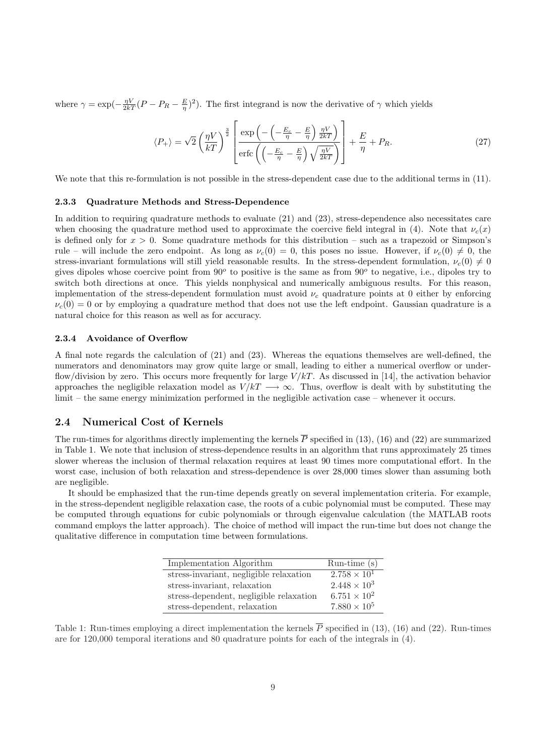where $\gamma = \exp(-\frac{\eta V}{2kT}(P - P_R - \frac{E}{\eta})^2)$. The first integrand is now the derivative of $\gamma$ which yields

$$\langle P_+ \rangle = \sqrt{2}\left(\frac{\eta V}{kT}\right)^{\frac{3}{2}} \left[\frac{\exp\left(-\left(-\frac{E_c}{\eta} - \frac{E}{\eta}\right)\frac{\eta V}{2kT}\right)}{\operatorname{erfc}\left(\left(-\frac{E_c}{\eta} - \frac{E}{\eta}\right)\sqrt{\frac{\eta V}{2kT}}\right)}\right] + \frac{E}{\eta} + P_R. \tag{27}$$

We note that this re-formulation is not possible in the stress-dependent case due to the additional terms in (11).

### 2.3.3 Quadrature Methods and Stress-Dependence

In addition to requiring quadrature methods to evaluate (21) and (23), stress-dependence also necessitates care when choosing the quadrature method used to approximate the coercive field integral in (4). Note that $\nu_c(x)$ is defined only for $x > 0$. Some quadrature methods for this distribution – such as a trapezoid or Simpson's rule – will include the zero endpoint. As long as $\nu_c(0) = 0$, this poses no issue. However, if $\nu_c(0) \neq 0$, the stress-invariant formulations will still yield reasonable results. In the stress-dependent formulation, $\nu_c(0) \neq 0$ gives dipoles whose coercive point from $90^o$ to positive is the same as from $90^o$ to negative, i.e., dipoles try to switch both directions at once. This yields nonphysical and numerically ambiguous results. For this reason, implementation of the stress-dependent formulation must avoid $\nu_c$ quadrature points at 0 either by enforcing $\nu_c(0) = 0$ or by employing a quadrature method that does not use the left endpoint. Gaussian quadrature is a natural choice for this reason as well as for accuracy.

### 2.3.4 Avoidance of Overflow

A final note regards the calculation of (21) and (23). Whereas the equations themselves are well-defined, the numerators and denominators may grow quite large or small, leading to either a numerical overflow or underflow/division by zero. This occurs more frequently for large $V/kT$. As discussed in [14], the activation behavior approaches the negligible relaxation model as $V/kT \longrightarrow \infty$. Thus, overflow is dealt with by substituting the limit – the same energy minimization performed in the negligible activation case – whenever it occurs.

## 2.4 Numerical Cost of Kernels

The run-times for algorithms directly implementing the kernels $\overline{P}$ specified in (13), (16) and (22) are summarized in Table 1. We note that inclusion of stress-dependence results in an algorithm that runs approximately 25 times slower whereas the inclusion of thermal relaxation requires at least 90 times more computational effort. In the worst case, inclusion of both relaxation and stress-dependence is over 28,000 times slower than assuming both are negligible.

It should be emphasized that the run-time depends greatly on several implementation criteria. For example, in the stress-dependent negligible relaxation case, the roots of a cubic polynomial must be computed. These may be computed through equations for cubic polynomials or through eigenvalue calculation (the MATLAB roots command employs the latter approach). The choice of method will impact the run-time but does not change the qualitative difference in computation time between formulations.

| Implementation Algorithm | Run-time (s) |
|---|---|
| stress-invariant, negligible relaxation | $2.758 \times 10^1$ |
| stress-invariant, relaxation | $2.448 \times 10^3$ |
| stress-dependent, negligible relaxation | $6.751 \times 10^2$ |
| stress-dependent, relaxation | $7.880 \times 10^5$ |

Table 1: Run-times employing a direct implementation the kernels $\overline{P}$ specified in (13), (16) and (22). Run-times are for 120,000 temporal iterations and 80 quadrature points for each of the integrals in (4).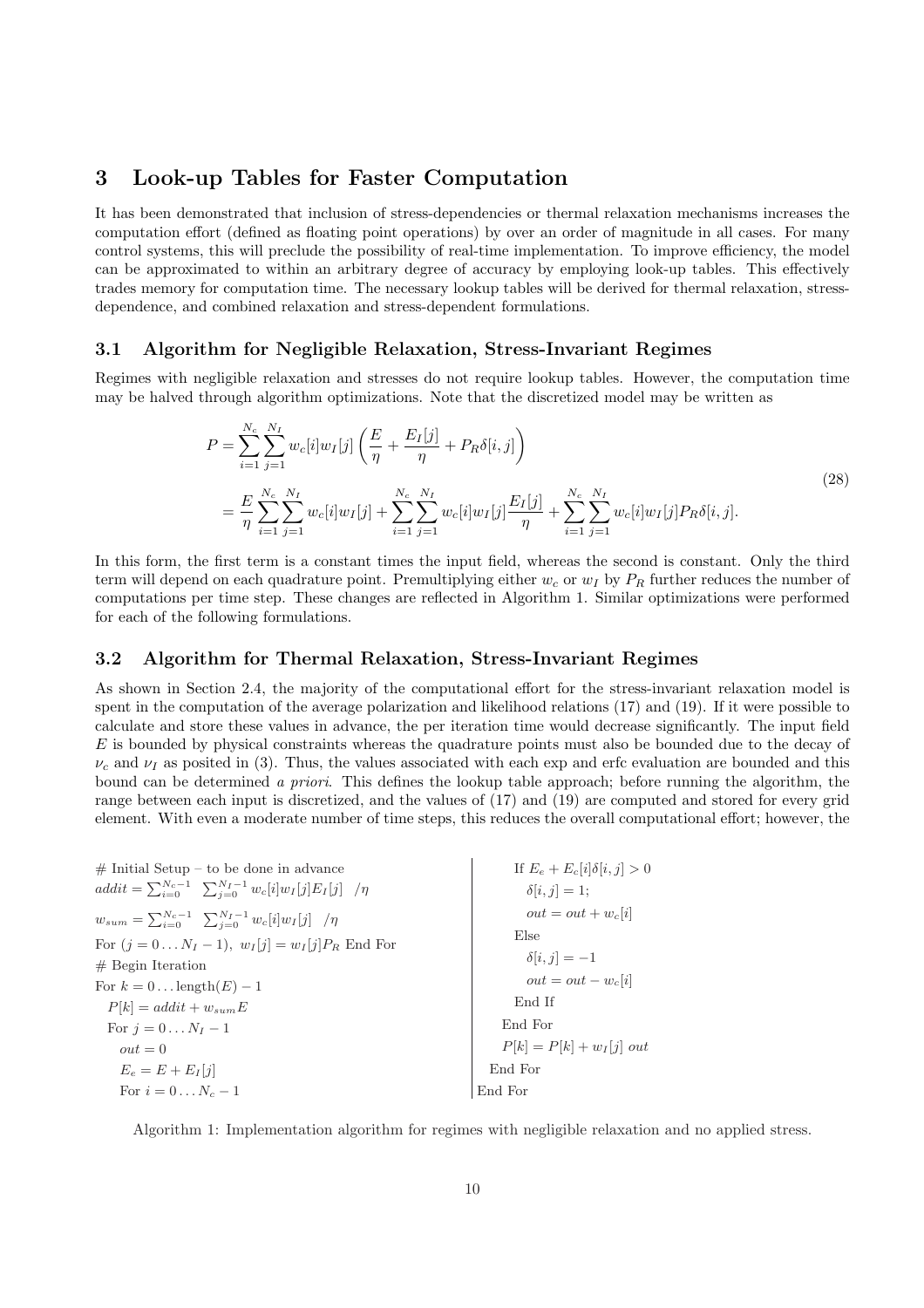# 3 Look-up Tables for Faster Computation

It has been demonstrated that inclusion of stress-dependencies or thermal relaxation mechanisms increases the computation effort (defined as floating point operations) by over an order of magnitude in all cases. For many control systems, this will preclude the possibility of real-time implementation. To improve efficiency, the model can be approximated to within an arbitrary degree of accuracy by employing look-up tables. This effectively trades memory for computation time. The necessary lookup tables will be derived for thermal relaxation, stress-dependence, and combined relaxation and stress-dependent formulations.

## 3.1 Algorithm for Negligible Relaxation, Stress-Invariant Regimes

Regimes with negligible relaxation and stresses do not require lookup tables. However, the computation time may be halved through algorithm optimizations. Note that the discretized model may be written as

$$
\begin{aligned}
P &= \sum_{i=1}^{N_c}\sum_{j=1}^{N_I} w_c[i]w_I[j]\left(\frac{E}{\eta} + \frac{E_I[j]}{\eta} + P_R\delta[i,j]\right) \\
&= \frac{E}{\eta}\sum_{i=1}^{N_c}\sum_{j=1}^{N_I} w_c[i]w_I[j] + \sum_{i=1}^{N_c}\sum_{j=1}^{N_I} w_c[i]w_I[j]\frac{E_I[j]}{\eta} + \sum_{i=1}^{N_c}\sum_{j=1}^{N_I} w_c[i]w_I[j]P_R\delta[i,j].
\end{aligned}
\tag{28}
$$

In this form, the first term is a constant times the input field, whereas the second is constant. Only the third term will depend on each quadrature point. Premultiplying either $w_c$ or $w_I$ by $P_R$ further reduces the number of computations per time step. These changes are reflected in Algorithm 1. Similar optimizations were performed for each of the following formulations.

## 3.2 Algorithm for Thermal Relaxation, Stress-Invariant Regimes

As shown in Section 2.4, the majority of the computational effort for the stress-invariant relaxation model is spent in the computation of the average polarization and likelihood relations (17) and (19). If it were possible to calculate and store these values in advance, the per iteration time would decrease significantly. The input field $E$ is bounded by physical constraints whereas the quadrature points must also be bounded due to the decay of $\nu_c$ and $\nu_I$ as posited in (3). Thus, the values associated with each exp and erfc evaluation are bounded and this bound can be determined *a priori*. This defines the lookup table approach; before running the algorithm, the range between each input is discretized, and the values of (17) and (19) are computed and stored for every grid element. With even a moderate number of time steps, this reduces the overall computational effort; however, the

```
# Initial Setup – to be done in advance
addit = Σ_{i=0}^{Nc−1} Σ_{j=0}^{NI−1} wc[i] wI[j] EI[j]  /η
wsum = Σ_{i=0}^{Nc−1} Σ_{j=0}^{NI−1} wc[i] wI[j]  /η
For (j = 0 ... NI − 1), wI[j] = wI[j] PR End For
# Begin Iteration
For k = 0 ... length(E) − 1
  P[k] = addit + wsum E
  For j = 0 ... NI − 1
    out = 0
    Ee = E + EI[j]
    For i = 0 ... Nc − 1
      If Ee + Ec[i] δ[i, j] > 0
        δ[i, j] = 1;
        out = out + wc[i]
      Else
        δ[i, j] = −1
        out = out − wc[i]
      End If
    End For
    P[k] = P[k] + wI[j] out
  End For
End For
```

Algorithm 1: Implementation algorithm for regimes with negligible relaxation and no applied stress.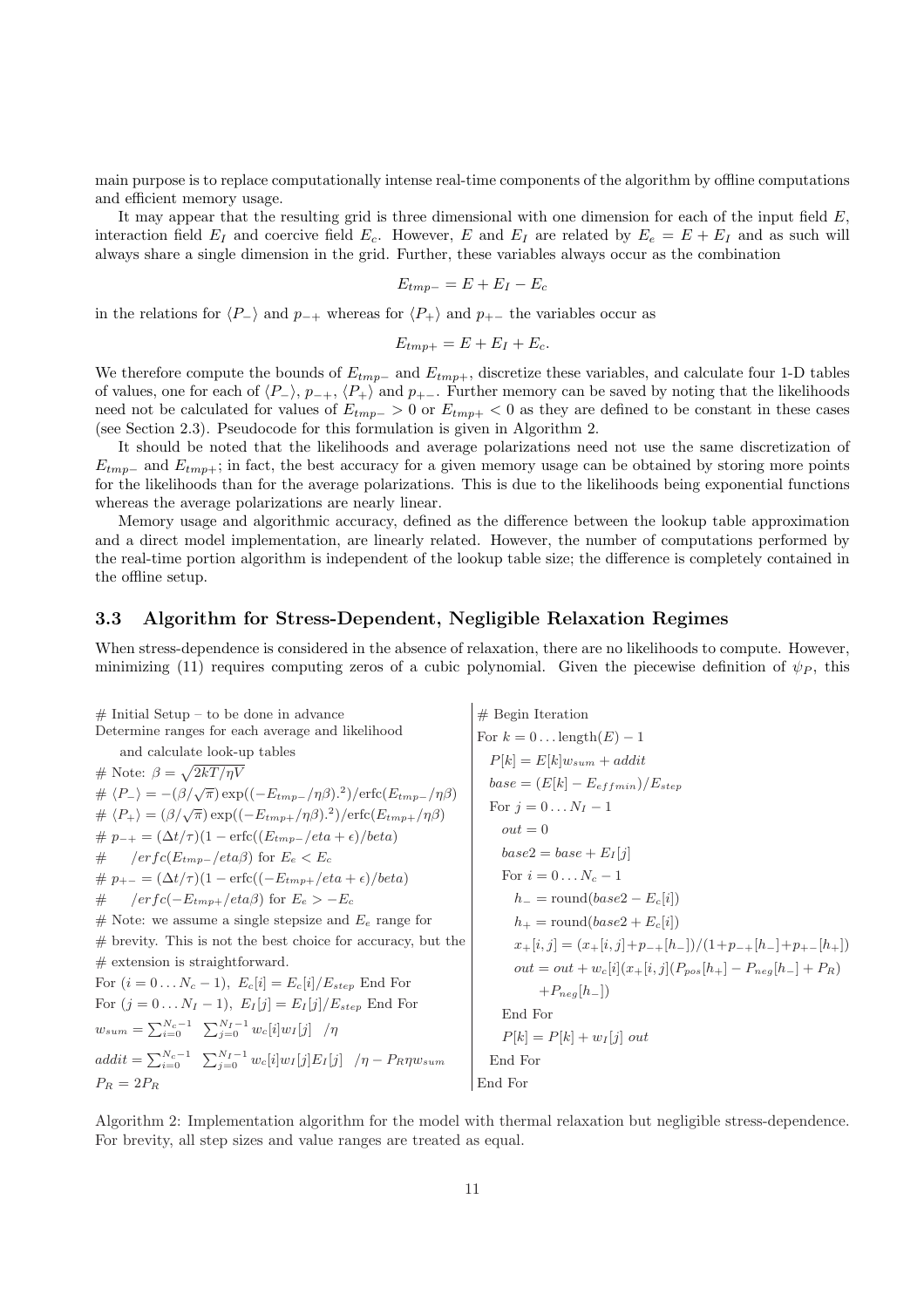main purpose is to replace computationally intense real-time components of the algorithm by offline computations and efficient memory usage.

It may appear that the resulting grid is three dimensional with one dimension for each of the input field $E$, interaction field $E_I$ and coercive field $E_c$. However, $E$ and $E_I$ are related by $E_e = E + E_I$ and as such will always share a single dimension in the grid. Further, these variables always occur as the combination

$$E_{tmp-} = E + E_I - E_c$$

in the relations for $\langle P_- \rangle$ and $p_{-+}$ whereas for $\langle P_+ \rangle$ and $p_{+-}$ the variables occur as

$$E_{tmp+} = E + E_I + E_c.$$

We therefore compute the bounds of $E_{tmp-}$ and $E_{tmp+}$, discretize these variables, and calculate four 1-D tables of values, one for each of $\langle P_- \rangle$, $p_{-+}$, $\langle P_+ \rangle$ and $p_{+-}$. Further memory can be saved by noting that the likelihoods need not be calculated for values of $E_{tmp-} > 0$ or $E_{tmp+} < 0$ as they are defined to be constant in these cases (see Section 2.3). Pseudocode for this formulation is given in Algorithm 2.

It should be noted that the likelihoods and average polarizations need not use the same discretization of $E_{tmp-}$ and $E_{tmp+}$; in fact, the best accuracy for a given memory usage can be obtained by storing more points for the likelihoods than for the average polarizations. This is due to the likelihoods being exponential functions whereas the average polarizations are nearly linear.

Memory usage and algorithmic accuracy, defined as the difference between the lookup table approximation and a direct model implementation, are linearly related. However, the number of computations performed by the real-time portion algorithm is independent of the lookup table size; the difference is completely contained in the offline setup.

### 3.3 Algorithm for Stress-Dependent, Negligible Relaxation Regimes

When stress-dependence is considered in the absence of relaxation, there are no likelihoods to compute. However, minimizing (11) requires computing zeros of a cubic polynomial. Given the piecewise definition of $\psi_P$, this

```
# Initial Setup – to be done in advance
Determine ranges for each average and likelihood
    and calculate look-up tables
# Note: β = sqrt(2kT/ηV)
# ⟨P−⟩ = −(β/√π) exp((−E_tmp−/ηβ).²)/erfc(E_tmp−/ηβ)
# ⟨P+⟩ = (β/√π) exp((−E_tmp+/ηβ).²)/erfc(E_tmp+/ηβ)
# p−+ = (Δt/τ)(1 − erfc((E_tmp−/eta + ε)/beta)
#      /erfc(E_tmp−/etaβ) for E_e < E_c
# p+− = (Δt/τ)(1 − erfc((−E_tmp+/eta + ε)/beta)
#      /erfc(−E_tmp+/etaβ) for E_e > −E_c
# Note: we assume a single stepsize and E_e range for
# brevity. This is not the best choice for accuracy, but the
# extension is straightforward.
For (i = 0 ... N_c − 1),  E_c[i] = E_c[i]/E_step End For
For (j = 0 ... N_I − 1),  E_I[j] = E_I[j]/E_step End For
w_sum = Σ_{i=0}^{N_c−1} Σ_{j=0}^{N_I−1} w_c[i] w_I[j]  /η
addit = Σ_{i=0}^{N_c−1} Σ_{j=0}^{N_I−1} w_c[i] w_I[j] E_I[j]  /η − P_R η w_sum
P_R = 2P_R

# Begin Iteration
For k = 0 ... length(E) − 1
  P[k] = E[k] w_sum + addit
  base = (E[k] − E_effmin)/E_step
  For j = 0 ... N_I − 1
    out = 0
    base2 = base + E_I[j]
    For i = 0 ... N_c − 1
      h− = round(base2 − E_c[i])
      h+ = round(base2 + E_c[i])
      x+[i,j] = (x+[i,j] + p−+[h−])/(1 + p−+[h−] + p+−[h+])
      out = out + w_c[i](x+[i,j](P_pos[h+] − P_neg[h−] + P_R)
            + P_neg[h−])
    End For
    P[k] = P[k] + w_I[j] out
  End For
End For
```

Algorithm 2: Implementation algorithm for the model with thermal relaxation but negligible stress-dependence. For brevity, all step sizes and value ranges are treated as equal.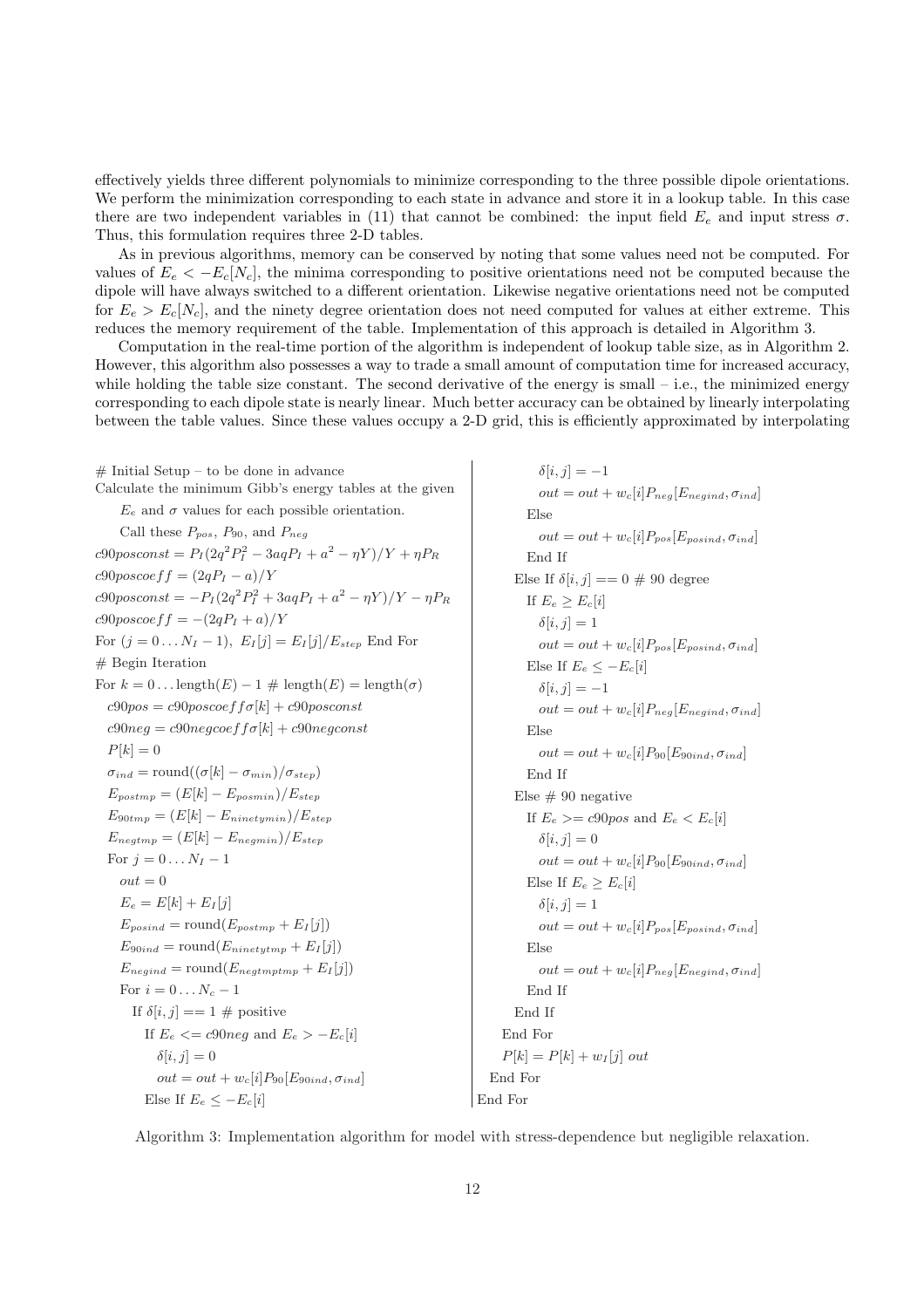effectively yields three different polynomials to minimize corresponding to the three possible dipole orientations. We perform the minimization corresponding to each state in advance and store it in a lookup table. In this case there are two independent variables in (11) that cannot be combined: the input field $E_e$ and input stress $\sigma$. Thus, this formulation requires three 2-D tables.

As in previous algorithms, memory can be conserved by noting that some values need not be computed. For values of $E_e < -E_c[N_c]$, the minima corresponding to positive orientations need not be computed because the dipole will have always switched to a different orientation. Likewise negative orientations need not be computed for $E_e > E_c[N_c]$, and the ninety degree orientation does not need computed for values at either extreme. This reduces the memory requirement of the table. Implementation of this approach is detailed in Algorithm 3.

Computation in the real-time portion of the algorithm is independent of lookup table size, as in Algorithm 2. However, this algorithm also possesses a way to trade a small amount of computation time for increased accuracy, while holding the table size constant. The second derivative of the energy is small – i.e., the minimized energy corresponding to each dipole state is nearly linear. Much better accuracy can be obtained by linearly interpolating between the table values. Since these values occupy a 2-D grid, this is efficiently approximated by interpolating

```
# Initial Setup – to be done in advance
Calculate the minimum Gibb's energy tables at the given
    E_e and σ values for each possible orientation.
    Call these P_pos, P_90, and P_neg
c90posconst = P_I(2q^2 P_I^2 − 3aqP_I + a^2 − ηY)/Y + ηP_R
c90poscoeff = (2qP_I − a)/Y
c90posconst = −P_I(2q^2 P_I^2 + 3aqP_I + a^2 − ηY)/Y − ηP_R
c90poscoeff = −(2qP_I + a)/Y
For (j = 0 ... N_I − 1), E_I[j] = E_I[j]/E_step End For
# Begin Iteration
For k = 0 ... length(E) − 1 # length(E) = length(σ)
  c90pos = c90poscoeff σ[k] + c90posconst
  c90neg = c90negcoeff σ[k] + c90negconst
  P[k] = 0
  σ_ind = round((σ[k] − σ_min)/σ_step)
  E_postmp = (E[k] − E_posmin)/E_step
  E_90tmp = (E[k] − E_ninetymin)/E_step
  E_negtmp = (E[k] − E_negmin)/E_step
  For j = 0 ... N_I − 1
    out = 0
    E_e = E[k] + E_I[j]
    E_posind = round(E_postmp + E_I[j])
    E_90ind = round(E_ninetytmp + E_I[j])
    E_negind = round(E_negtmptmp + E_I[j])
    For i = 0 ... N_c − 1
      If δ[i, j] == 1 # positive
        If E_e <= c90neg and E_e > −E_c[i]
          δ[i, j] = 0
          out = out + w_c[i] P_90[E_90ind, σ_ind]
        Else If E_e ≤ −E_c[i]
          δ[i, j] = −1
          out = out + w_c[i] P_neg[E_negind, σ_ind]
        Else
          out = out + w_c[i] P_pos[E_posind, σ_ind]
        End If
      Else If δ[i, j] == 0 # 90 degree
        If E_e ≥ E_c[i]
          δ[i, j] = 1
          out = out + w_c[i] P_pos[E_posind, σ_ind]
        Else If E_e ≤ −E_c[i]
          δ[i, j] = −1
          out = out + w_c[i] P_neg[E_negind, σ_ind]
        Else
          out = out + w_c[i] P_90[E_90ind, σ_ind]
        End If
      Else # 90 negative
        If E_e >= c90pos and E_e < E_c[i]
          δ[i, j] = 0
          out = out + w_c[i] P_90[E_90ind, σ_ind]
        Else If E_e ≥ E_c[i]
          δ[i, j] = 1
          out = out + w_c[i] P_pos[E_posind, σ_ind]
        Else
          out = out + w_c[i] P_neg[E_negind, σ_ind]
        End If
      End If
    End For
    P[k] = P[k] + w_I[j] out
  End For
End For
```

Algorithm 3: Implementation algorithm for model with stress-dependence but negligible relaxation.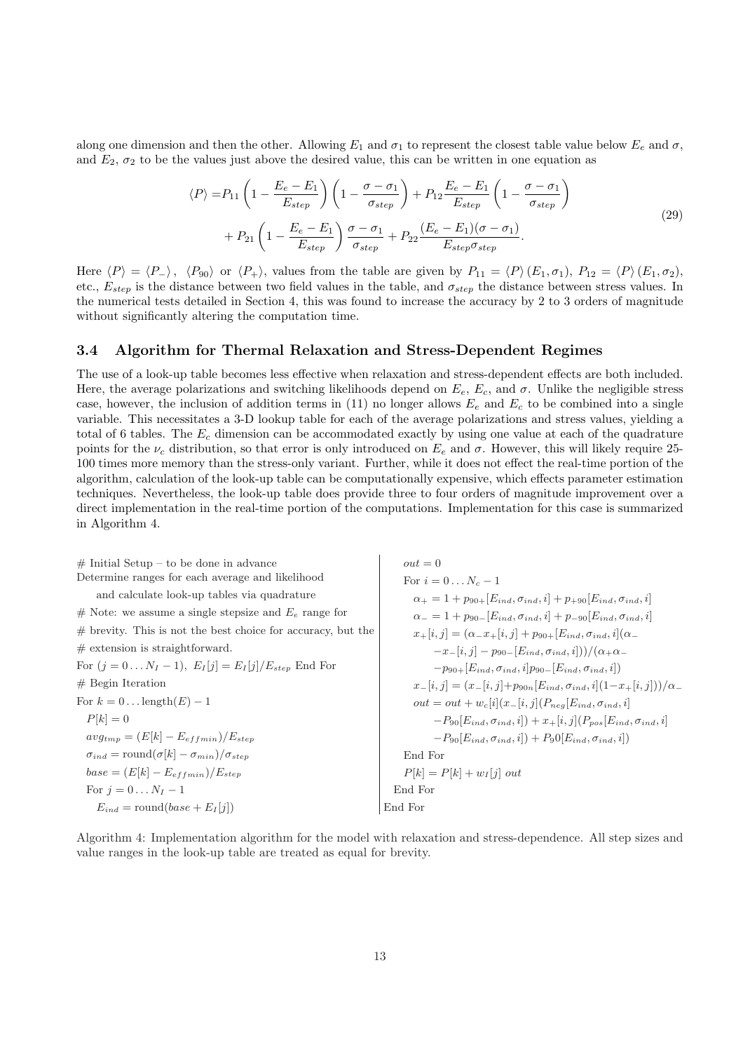along one dimension and then the other. Allowing $E_1$ and $\sigma_1$ to represent the closest table value below $E_e$ and $\sigma$, and $E_2$, $\sigma_2$ to be the values just above the desired value, this can be written in one equation as

$$
\begin{aligned}
\langle P \rangle = &P_{11}\left(1 - \frac{E_e - E_1}{E_{step}}\right)\left(1 - \frac{\sigma - \sigma_1}{\sigma_{step}}\right) + P_{12}\frac{E_e - E_1}{E_{step}}\left(1 - \frac{\sigma - \sigma_1}{\sigma_{step}}\right) \\
&+ P_{21}\left(1 - \frac{E_e - E_1}{E_{step}}\right)\frac{\sigma - \sigma_1}{\sigma_{step}} + P_{22}\frac{(E_e - E_1)(\sigma - \sigma_1)}{E_{step}\sigma_{step}}.
\end{aligned}
\tag{29}
$$

Here $\langle P \rangle = \langle P_- \rangle$, $\langle P_{90} \rangle$ or $\langle P_+ \rangle$, values from the table are given by $P_{11} = \langle P \rangle (E_1, \sigma_1)$, $P_{12} = \langle P \rangle (E_1, \sigma_2)$, etc., $E_{step}$ is the distance between two field values in the table, and $\sigma_{step}$ the distance between stress values. In the numerical tests detailed in Section 4, this was found to increase the accuracy by 2 to 3 orders of magnitude without significantly altering the computation time.

### 3.4 Algorithm for Thermal Relaxation and Stress-Dependent Regimes

The use of a look-up table becomes less effective when relaxation and stress-dependent effects are both included. Here, the average polarizations and switching likelihoods depend on $E_e$, $E_c$, and $\sigma$. Unlike the negligible stress case, however, the inclusion of addition terms in (11) no longer allows $E_e$ and $E_c$ to be combined into a single variable. This necessitates a 3-D lookup table for each of the average polarizations and stress values, yielding a total of 6 tables. The $E_c$ dimension can be accommodated exactly by using one value at each of the quadrature points for the $\nu_c$ distribution, so that error is only introduced on $E_e$ and $\sigma$. However, this will likely require 25-100 times more memory than the stress-only variant. Further, while it does not effect the real-time portion of the algorithm, calculation of the look-up table can be computationally expensive, which effects parameter estimation techniques. Nevertheless, the look-up table does provide three to four orders of magnitude improvement over a direct implementation in the real-time portion of the computations. Implementation for this case is summarized in Algorithm 4.

```
# Initial Setup – to be done in advance
Determine ranges for each average and likelihood
    and calculate look-up tables via quadrature
# Note: we assume a single stepsize and E_e range for
# brevity. This is not the best choice for accuracy, but the
# extension is straightforward.
For (j = 0 ... N_I − 1),  E_I[j] = E_I[j]/E_step End For
# Begin Iteration
For k = 0 ... length(E) − 1
  P[k] = 0
  avg_tmp = (E[k] − E_effmin)/E_step
  σ_ind = round(σ[k] − σ_min)/σ_step
  base = (E[k] − E_effmin)/E_step
  For j = 0 ... N_I − 1
    E_ind = round(base + E_I[j])
    out = 0
    For i = 0 ... N_c − 1
      α_+ = 1 + p_90+[E_ind, σ_ind, i] + p_+90[E_ind, σ_ind, i]
      α_− = 1 + p_90−[E_ind, σ_ind, i] + p_−90[E_ind, σ_ind, i]
      x_+[i, j] = (α_− x_+[i, j] + p_90+[E_ind, σ_ind, i](α_−
           −x_−[i, j] − p_90−[E_ind, σ_ind, i]))/(α_+ α_−
           −p_90+[E_ind, σ_ind, i] p_90−[E_ind, σ_ind, i])
      x_−[i, j] = (x_−[i, j] + p_90n[E_ind, σ_ind, i](1 − x_+[i, j]))/α_−
      out = out + w_c[i](x_−[i, j](P_neg[E_ind, σ_ind, i]
           −P_90[E_ind, σ_ind, i]) + x_+[i, j](P_pos[E_ind, σ_ind, i]
           −P_90[E_ind, σ_ind, i]) + P_90[E_ind, σ_ind, i])
    End For
    P[k] = P[k] + w_I[j] out
  End For
End For
```

Algorithm 4: Implementation algorithm for the model with relaxation and stress-dependence. All step sizes and value ranges in the look-up table are treated as equal for brevity.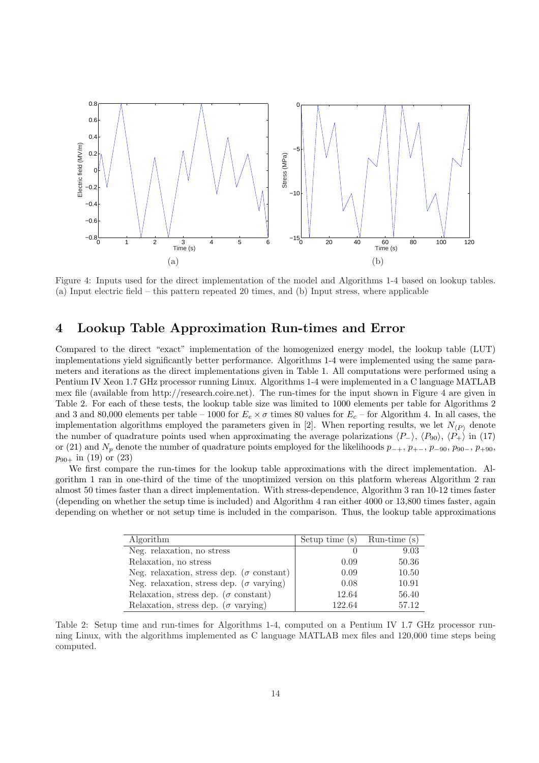Figure 4: Inputs used for the direct implementation of the model and Algorithms 1-4 based on lookup tables. (a) Input electric field – this pattern repeated 20 times, and (b) Input stress, where applicable

## 4 Lookup Table Approximation Run-times and Error

Compared to the direct "exact" implementation of the homogenized energy model, the lookup table (LUT) implementations yield significantly better performance. Algorithms 1-4 were implemented using the same parameters and iterations as the direct implementations given in Table 1. All computations were performed using a Pentium IV Xeon 1.7 GHz processor running Linux. Algorithms 1-4 were implemented in a C language MATLAB mex file (available from http://research.coire.net). The run-times for the input shown in Figure 4 are given in Table 2. For each of these tests, the lookup table size was limited to 1000 elements per table for Algorithms 2 and 3 and 80,000 elements per table – 1000 for $E_e \times \sigma$ times 80 values for $E_c$ – for Algorithm 4. In all cases, the implementation algorithms employed the parameters given in [2]. When reporting results, we let $N_{\langle P \rangle}$ denote the number of quadrature points used when approximating the average polarizations $\langle P_- \rangle$, $\langle P_{90} \rangle$, $\langle P_+ \rangle$ in (17) or (21) and $N_p$ denote the number of quadrature points employed for the likelihoods $p_{-+}$, $p_{+-}$, $p_{-90}$, $p_{90-}$, $p_{+90}$, $p_{90+}$ in (19) or (23)

We first compare the run-times for the lookup table approximations with the direct implementation. Algorithm 1 ran in one-third of the time of the unoptimized version on this platform whereas Algorithm 2 ran almost 50 times faster than a direct implementation. With stress-dependence, Algorithm 3 ran 10-12 times faster (depending on whether the setup time is included) and Algorithm 4 ran either 4000 or 13,800 times faster, again depending on whether or not setup time is included in the comparison. Thus, the lookup table approximations

| Algorithm | Setup time (s) | Run-time (s) |
|---|---|---|
| Neg. relaxation, no stress | 0 | 9.03 |
| Relaxation, no stress | 0.09 | 50.36 |
| Neg. relaxation, stress dep. ($\sigma$ constant) | 0.09 | 10.50 |
| Neg. relaxation, stress dep. ($\sigma$ varying) | 0.08 | 10.91 |
| Relaxation, stress dep. ($\sigma$ constant) | 12.64 | 56.40 |
| Relaxation, stress dep. ($\sigma$ varying) | 122.64 | 57.12 |

Table 2: Setup time and run-times for Algorithms 1-4, computed on a Pentium IV 1.7 GHz processor running Linux, with the algorithms implemented as C language MATLAB mex files and 120,000 time steps being computed.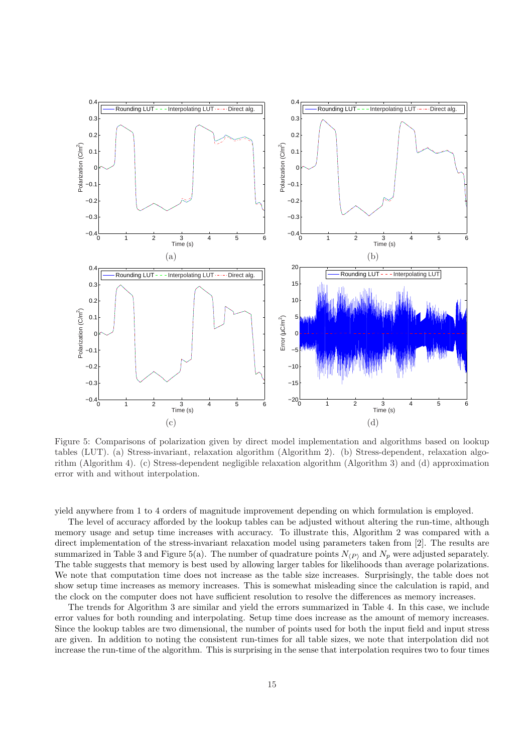Figure 5: Comparisons of polarization given by direct model implementation and algorithms based on lookup tables (LUT). (a) Stress-invariant, relaxation algorithm (Algorithm 2). (b) Stress-dependent, relaxation algorithm (Algorithm 4). (c) Stress-dependent negligible relaxation algorithm (Algorithm 3) and (d) approximation error with and without interpolation.

yield anywhere from 1 to 4 orders of magnitude improvement depending on which formulation is employed.

The level of accuracy afforded by the lookup tables can be adjusted without altering the run-time, although memory usage and setup time increases with accuracy. To illustrate this, Algorithm 2 was compared with a direct implementation of the stress-invariant relaxation model using parameters taken from [2]. The results are summarized in Table 3 and Figure 5(a). The number of quadrature points $N_{\langle P \rangle}$ and $N_p$ were adjusted separately. The table suggests that memory is best used by allowing larger tables for likelihoods than average polarizations. We note that computation time does not increase as the table size increases. Surprisingly, the table does not show setup time increases as memory increases. This is somewhat misleading since the calculation is rapid, and the clock on the computer does not have sufficient resolution to resolve the differences as memory increases.

The trends for Algorithm 3 are similar and yield the errors summarized in Table 4. In this case, we include error values for both rounding and interpolating. Setup time does increase as the amount of memory increases. Since the lookup tables are two dimensional, the number of points used for both the input field and input stress are given. In addition to noting the consistent run-times for all table sizes, we note that interpolation did not increase the run-time of the algorithm. This is surprising in the sense that interpolation requires two to four times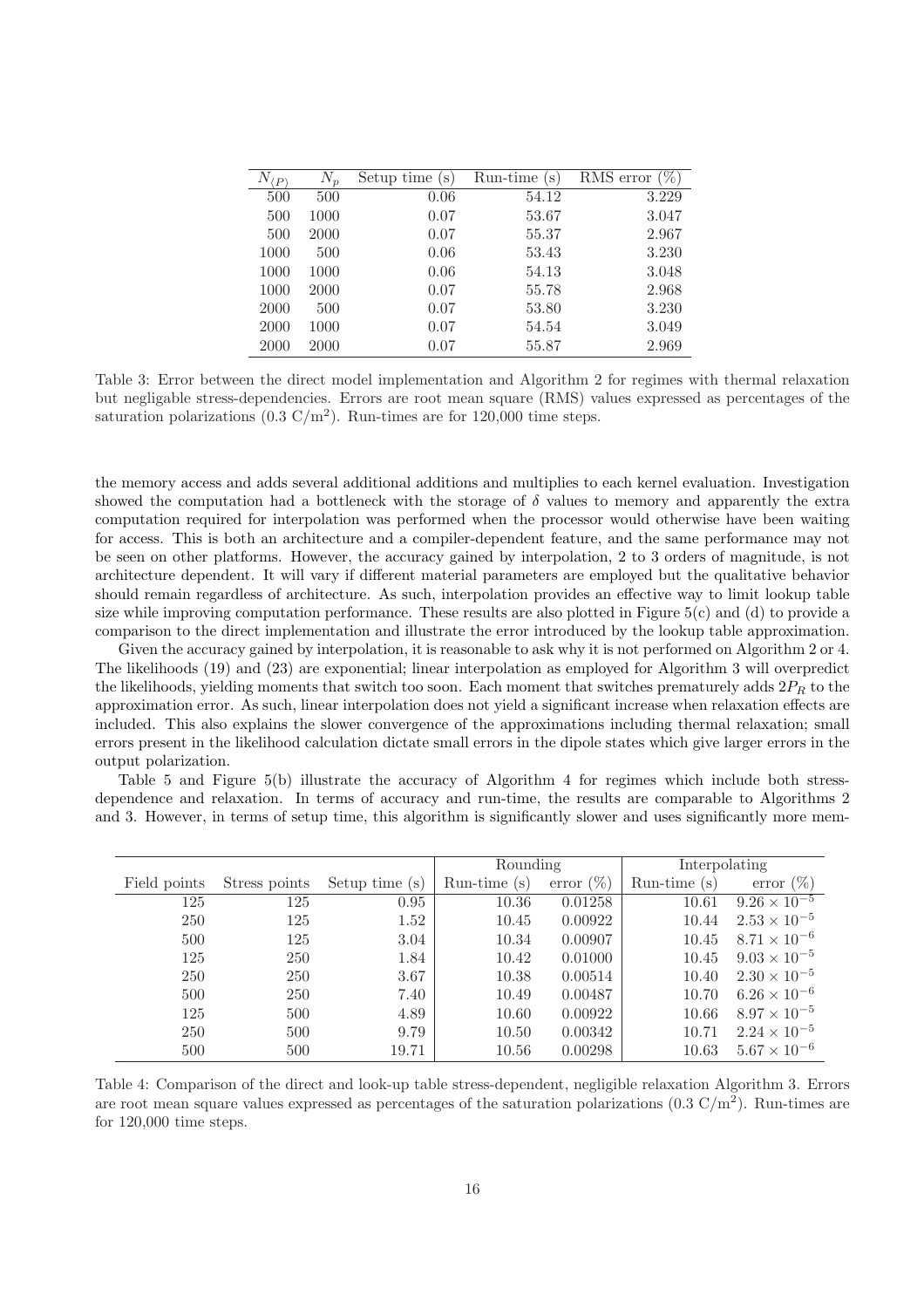| $N_{\langle P \rangle}$ | $N_p$ | Setup time (s) | Run-time (s) | RMS error (%) |
|---|---|---|---|---|
| 500 | 500 | 0.06 | 54.12 | 3.229 |
| 500 | 1000 | 0.07 | 53.67 | 3.047 |
| 500 | 2000 | 0.07 | 55.37 | 2.967 |
| 1000 | 500 | 0.06 | 53.43 | 3.230 |
| 1000 | 1000 | 0.06 | 54.13 | 3.048 |
| 1000 | 2000 | 0.07 | 55.78 | 2.968 |
| 2000 | 500 | 0.07 | 53.80 | 3.230 |
| 2000 | 1000 | 0.07 | 54.54 | 3.049 |
| 2000 | 2000 | 0.07 | 55.87 | 2.969 |

Table 3: Error between the direct model implementation and Algorithm 2 for regimes with thermal relaxation but negligable stress-dependencies. Errors are root mean square (RMS) values expressed as percentages of the saturation polarizations (0.3 C/m$^2$). Run-times are for 120,000 time steps.

the memory access and adds several additional additions and multiplies to each kernel evaluation. Investigation showed the computation had a bottleneck with the storage of $\delta$ values to memory and apparently the extra computation required for interpolation was performed when the processor would otherwise have been waiting for access. This is both an architecture and a compiler-dependent feature, and the same performance may not be seen on other platforms. However, the accuracy gained by interpolation, 2 to 3 orders of magnitude, is not architecture dependent. It will vary if different material parameters are employed but the qualitative behavior should remain regardless of architecture. As such, interpolation provides an effective way to limit lookup table size while improving computation performance. These results are also plotted in Figure 5(c) and (d) to provide a comparison to the direct implementation and illustrate the error introduced by the lookup table approximation.

Given the accuracy gained by interpolation, it is reasonable to ask why it is not performed on Algorithm 2 or 4. The likelihoods (19) and (23) are exponential; linear interpolation as employed for Algorithm 3 will overpredict the likelihoods, yielding moments that switch too soon. Each moment that switches prematurely adds $2P_R$ to the approximation error. As such, linear interpolation does not yield a significant increase when relaxation effects are included. This also explains the slower convergence of the approximations including thermal relaxation; small errors present in the likelihood calculation dictate small errors in the dipole states which give larger errors in the output polarization.

Table 5 and Figure 5(b) illustrate the accuracy of Algorithm 4 for regimes which include both stress-dependence and relaxation. In terms of accuracy and run-time, the results are comparable to Algorithms 2 and 3. However, in terms of setup time, this algorithm is significantly slower and uses significantly more mem-

| | | | Rounding | | Interpolating | |
|---|---|---|---|---|---|---|
| Field points | Stress points | Setup time (s) | Run-time (s) | error (%) | Run-time (s) | error (%) |
| 125 | 125 | 0.95 | 10.36 | 0.01258 | 10.61 | $9.26 \times 10^{-5}$ |
| 250 | 125 | 1.52 | 10.45 | 0.00922 | 10.44 | $2.53 \times 10^{-5}$ |
| 500 | 125 | 3.04 | 10.34 | 0.00907 | 10.45 | $8.71 \times 10^{-6}$ |
| 125 | 250 | 1.84 | 10.42 | 0.01000 | 10.45 | $9.03 \times 10^{-5}$ |
| 250 | 250 | 3.67 | 10.38 | 0.00514 | 10.40 | $2.30 \times 10^{-5}$ |
| 500 | 250 | 7.40 | 10.49 | 0.00487 | 10.70 | $6.26 \times 10^{-6}$ |
| 125 | 500 | 4.89 | 10.60 | 0.00922 | 10.66 | $8.97 \times 10^{-5}$ |
| 250 | 500 | 9.79 | 10.50 | 0.00342 | 10.71 | $2.24 \times 10^{-5}$ |
| 500 | 500 | 19.71 | 10.56 | 0.00298 | 10.63 | $5.67 \times 10^{-6}$ |

Table 4: Comparison of the direct and look-up table stress-dependent, negligible relaxation Algorithm 3. Errors are root mean square values expressed as percentages of the saturation polarizations (0.3 C/m$^2$). Run-times are for 120,000 time steps.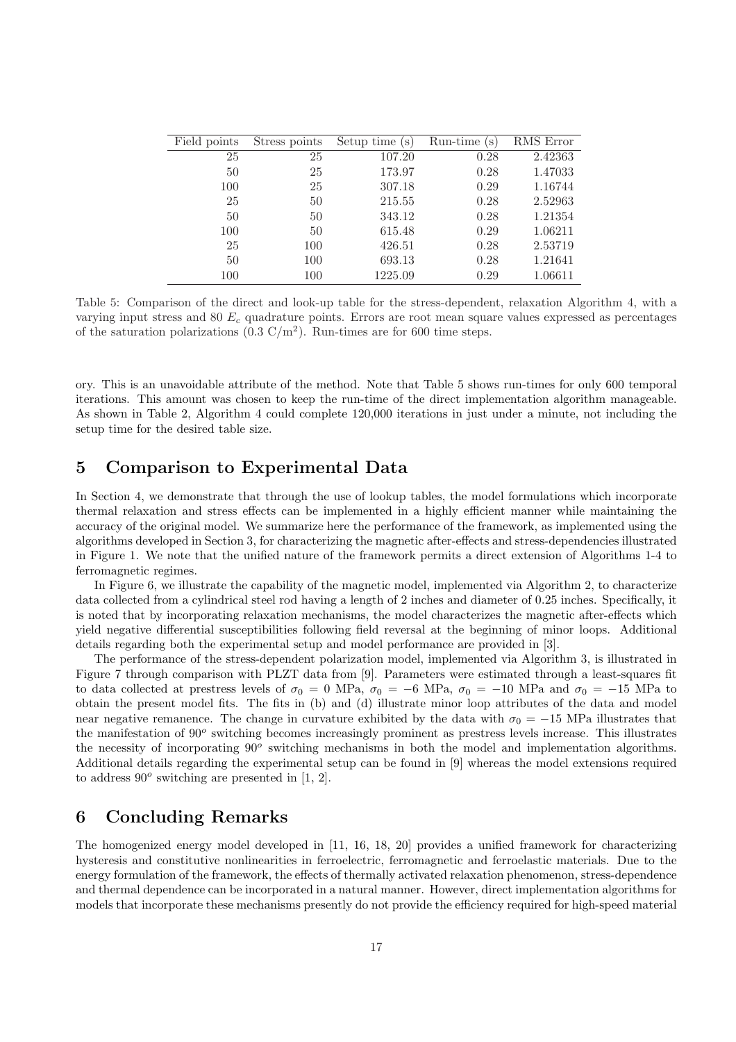| Field points | Stress points | Setup time (s) | Run-time (s) | RMS Error |
|---|---|---|---|---|
| 25 | 25 | 107.20 | 0.28 | 2.42363 |
| 50 | 25 | 173.97 | 0.28 | 1.47033 |
| 100 | 25 | 307.18 | 0.29 | 1.16744 |
| 25 | 50 | 215.55 | 0.28 | 2.52963 |
| 50 | 50 | 343.12 | 0.28 | 1.21354 |
| 100 | 50 | 615.48 | 0.29 | 1.06211 |
| 25 | 100 | 426.51 | 0.28 | 2.53719 |
| 50 | 100 | 693.13 | 0.28 | 1.21641 |
| 100 | 100 | 1225.09 | 0.29 | 1.06611 |

Table 5: Comparison of the direct and look-up table for the stress-dependent, relaxation Algorithm 4, with a varying input stress and 80 $E_c$ quadrature points. Errors are root mean square values expressed as percentages of the saturation polarizations (0.3 C/m$^2$). Run-times are for 600 time steps.

ory. This is an unavoidable attribute of the method. Note that Table 5 shows run-times for only 600 temporal iterations. This amount was chosen to keep the run-time of the direct implementation algorithm manageable. As shown in Table 2, Algorithm 4 could complete 120,000 iterations in just under a minute, not including the setup time for the desired table size.

# 5 Comparison to Experimental Data

In Section 4, we demonstrate that through the use of lookup tables, the model formulations which incorporate thermal relaxation and stress effects can be implemented in a highly efficient manner while maintaining the accuracy of the original model. We summarize here the performance of the framework, as implemented using the algorithms developed in Section 3, for characterizing the magnetic after-effects and stress-dependencies illustrated in Figure 1. We note that the unified nature of the framework permits a direct extension of Algorithms 1-4 to ferromagnetic regimes.

In Figure 6, we illustrate the capability of the magnetic model, implemented via Algorithm 2, to characterize data collected from a cylindrical steel rod having a length of 2 inches and diameter of 0.25 inches. Specifically, it is noted that by incorporating relaxation mechanisms, the model characterizes the magnetic after-effects which yield negative differential susceptibilities following field reversal at the beginning of minor loops. Additional details regarding both the experimental setup and model performance are provided in [3].

The performance of the stress-dependent polarization model, implemented via Algorithm 3, is illustrated in Figure 7 through comparison with PLZT data from [9]. Parameters were estimated through a least-squares fit to data collected at prestress levels of $\sigma_0 = 0$ MPa, $\sigma_0 = -6$ MPa, $\sigma_0 = -10$ MPa and $\sigma_0 = -15$ MPa to obtain the present model fits. The fits in (b) and (d) illustrate minor loop attributes of the data and model near negative remanence. The change in curvature exhibited by the data with $\sigma_0 = -15$ MPa illustrates that the manifestation of $90^o$ switching becomes increasingly prominent as prestress levels increase. This illustrates the necessity of incorporating $90^o$ switching mechanisms in both the model and implementation algorithms. Additional details regarding the experimental setup can be found in [9] whereas the model extensions required to address $90^o$ switching are presented in [1, 2].

# 6 Concluding Remarks

The homogenized energy model developed in [11, 16, 18, 20] provides a unified framework for characterizing hysteresis and constitutive nonlinearities in ferroelectric, ferromagnetic and ferroelastic materials. Due to the energy formulation of the framework, the effects of thermally activated relaxation phenomenon, stress-dependence and thermal dependence can be incorporated in a natural manner. However, direct implementation algorithms for models that incorporate these mechanisms presently do not provide the efficiency required for high-speed material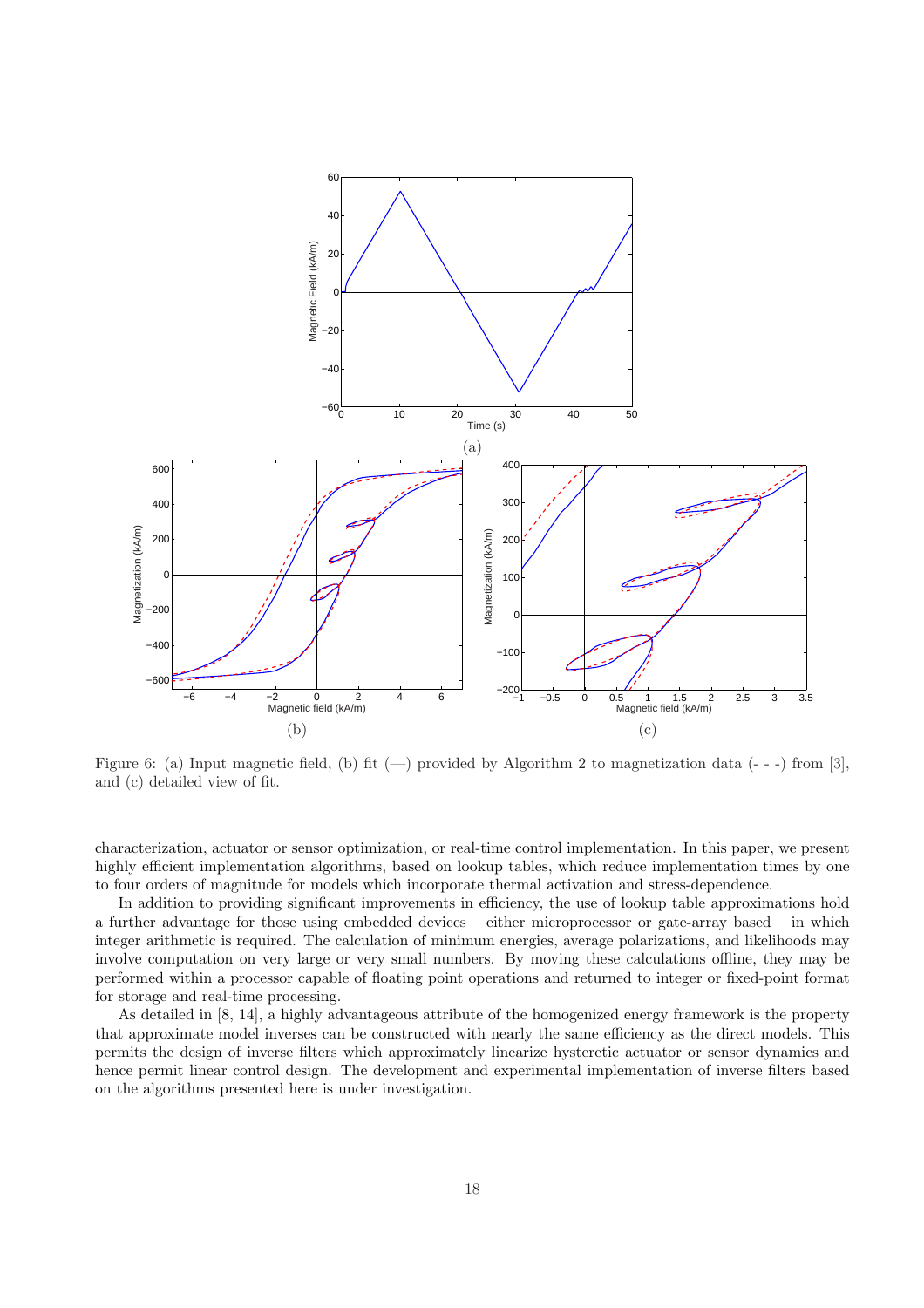Figure 6: (a) Input magnetic field, (b) fit (—) provided by Algorithm 2 to magnetization data (- - -) from [3], and (c) detailed view of fit.

characterization, actuator or sensor optimization, or real-time control implementation. In this paper, we present highly efficient implementation algorithms, based on lookup tables, which reduce implementation times by one to four orders of magnitude for models which incorporate thermal activation and stress-dependence.

In addition to providing significant improvements in efficiency, the use of lookup table approximations hold a further advantage for those using embedded devices – either microprocessor or gate-array based – in which integer arithmetic is required. The calculation of minimum energies, average polarizations, and likelihoods may involve computation on very large or very small numbers. By moving these calculations offline, they may be performed within a processor capable of floating point operations and returned to integer or fixed-point format for storage and real-time processing.

As detailed in [8, 14], a highly advantageous attribute of the homogenized energy framework is the property that approximate model inverses can be constructed with nearly the same efficiency as the direct models. This permits the design of inverse filters which approximately linearize hysteretic actuator or sensor dynamics and hence permit linear control design. The development and experimental implementation of inverse filters based on the algorithms presented here is under investigation.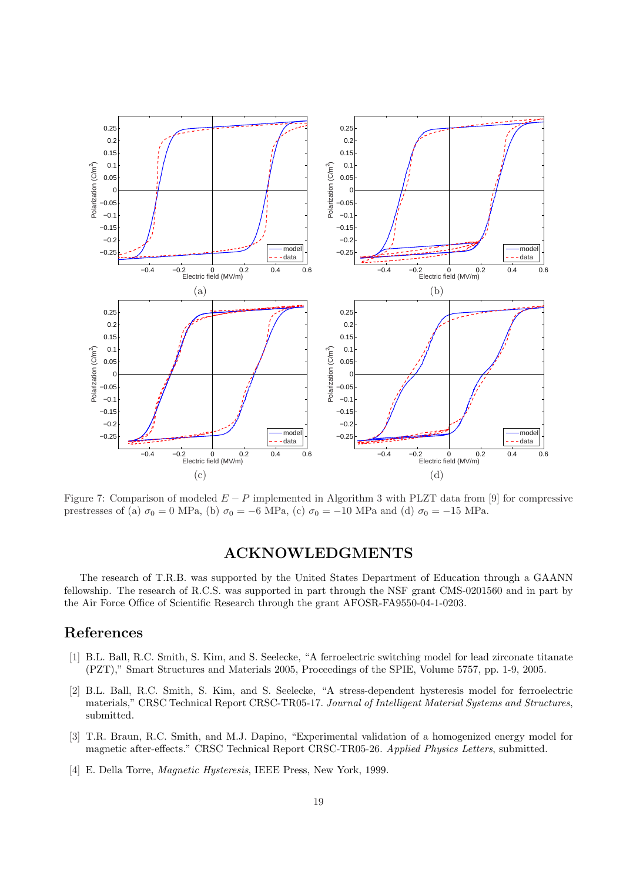Figure 7: Comparison of modeled $E-P$ implemented in Algorithm 3 with PLZT data from [9] for compressive prestresses of (a) $\sigma_0 = 0$ MPa, (b) $\sigma_0 = -6$ MPa, (c) $\sigma_0 = -10$ MPa and (d) $\sigma_0 = -15$ MPa.

# ACKNOWLEDGMENTS

The research of T.R.B. was supported by the United States Department of Education through a GAANN fellowship. The research of R.C.S. was supported in part through the NSF grant CMS-0201560 and in part by the Air Force Office of Scientific Research through the grant AFOSR-FA9550-04-1-0203.

# References

[1] B.L. Ball, R.C. Smith, S. Kim, and S. Seelecke, "A ferroelectric switching model for lead zirconate titanate (PZT)," Smart Structures and Materials 2005, Proceedings of the SPIE, Volume 5757, pp. 1-9, 2005.

[2] B.L. Ball, R.C. Smith, S. Kim, and S. Seelecke, "A stress-dependent hysteresis model for ferroelectric materials," CRSC Technical Report CRSC-TR05-17. *Journal of Intelligent Material Systems and Structures*, submitted.

[3] T.R. Braun, R.C. Smith, and M.J. Dapino, "Experimental validation of a homogenized energy model for magnetic after-effects." CRSC Technical Report CRSC-TR05-26. *Applied Physics Letters*, submitted.

[4] E. Della Torre, *Magnetic Hysteresis*, IEEE Press, New York, 1999.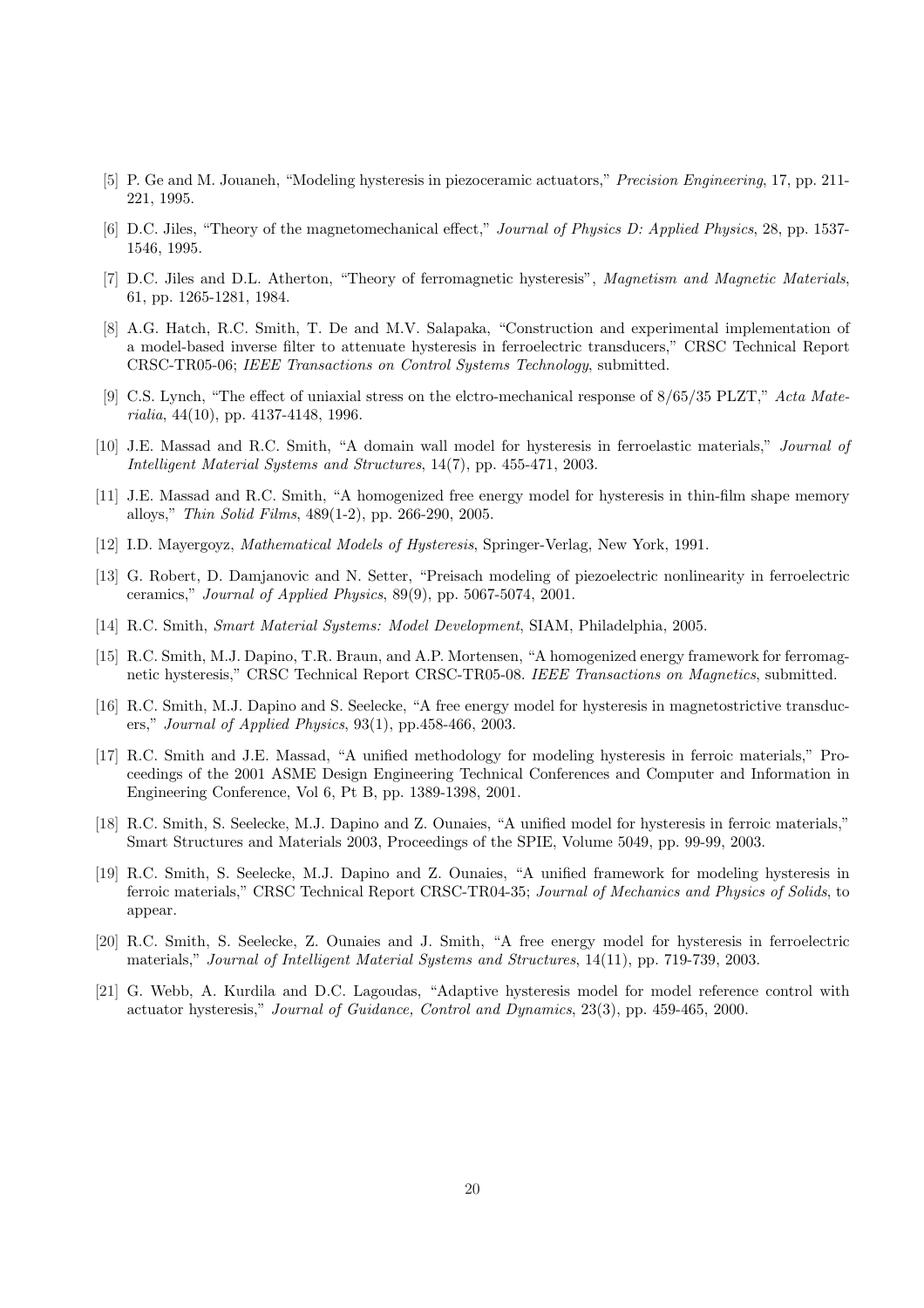[5] P. Ge and M. Jouaneh, “Modeling hysteresis in piezoceramic actuators,” *Precision Engineering*, 17, pp. 211-221, 1995.

[6] D.C. Jiles, “Theory of the magnetomechanical effect,” *Journal of Physics D: Applied Physics*, 28, pp. 1537-1546, 1995.

[7] D.C. Jiles and D.L. Atherton, “Theory of ferromagnetic hysteresis”, *Magnetism and Magnetic Materials*, 61, pp. 1265-1281, 1984.

[8] A.G. Hatch, R.C. Smith, T. De and M.V. Salapaka, “Construction and experimental implementation of a model-based inverse filter to attenuate hysteresis in ferroelectric transducers,” CRSC Technical Report CRSC-TR05-06; *IEEE Transactions on Control Systems Technology*, submitted.

[9] C.S. Lynch, “The effect of uniaxial stress on the elctro-mechanical response of 8/65/35 PLZT,” *Acta Materialia*, 44(10), pp. 4137-4148, 1996.

[10] J.E. Massad and R.C. Smith, “A domain wall model for hysteresis in ferroelastic materials,” *Journal of Intelligent Material Systems and Structures*, 14(7), pp. 455-471, 2003.

[11] J.E. Massad and R.C. Smith, “A homogenized free energy model for hysteresis in thin-film shape memory alloys,” *Thin Solid Films*, 489(1-2), pp. 266-290, 2005.

[12] I.D. Mayergoyz, *Mathematical Models of Hysteresis*, Springer-Verlag, New York, 1991.

[13] G. Robert, D. Damjanovic and N. Setter, “Preisach modeling of piezoelectric nonlinearity in ferroelectric ceramics,” *Journal of Applied Physics*, 89(9), pp. 5067-5074, 2001.

[14] R.C. Smith, *Smart Material Systems: Model Development*, SIAM, Philadelphia, 2005.

[15] R.C. Smith, M.J. Dapino, T.R. Braun, and A.P. Mortensen, “A homogenized energy framework for ferromagnetic hysteresis,” CRSC Technical Report CRSC-TR05-08. *IEEE Transactions on Magnetics*, submitted.

[16] R.C. Smith, M.J. Dapino and S. Seelecke, “A free energy model for hysteresis in magnetostrictive transducers,” *Journal of Applied Physics*, 93(1), pp.458-466, 2003.

[17] R.C. Smith and J.E. Massad, “A unified methodology for modeling hysteresis in ferroic materials,” Proceedings of the 2001 ASME Design Engineering Technical Conferences and Computer and Information in Engineering Conference, Vol 6, Pt B, pp. 1389-1398, 2001.

[18] R.C. Smith, S. Seelecke, M.J. Dapino and Z. Ounaies, “A unified model for hysteresis in ferroic materials,” Smart Structures and Materials 2003, Proceedings of the SPIE, Volume 5049, pp. 99-99, 2003.

[19] R.C. Smith, S. Seelecke, M.J. Dapino and Z. Ounaies, “A unified framework for modeling hysteresis in ferroic materials,” CRSC Technical Report CRSC-TR04-35; *Journal of Mechanics and Physics of Solids*, to appear.

[20] R.C. Smith, S. Seelecke, Z. Ounaies and J. Smith, “A free energy model for hysteresis in ferroelectric materials,” *Journal of Intelligent Material Systems and Structures*, 14(11), pp. 719-739, 2003.

[21] G. Webb, A. Kurdila and D.C. Lagoudas, “Adaptive hysteresis model for model reference control with actuator hysteresis,” *Journal of Guidance, Control and Dynamics*, 23(3), pp. 459-465, 2000.